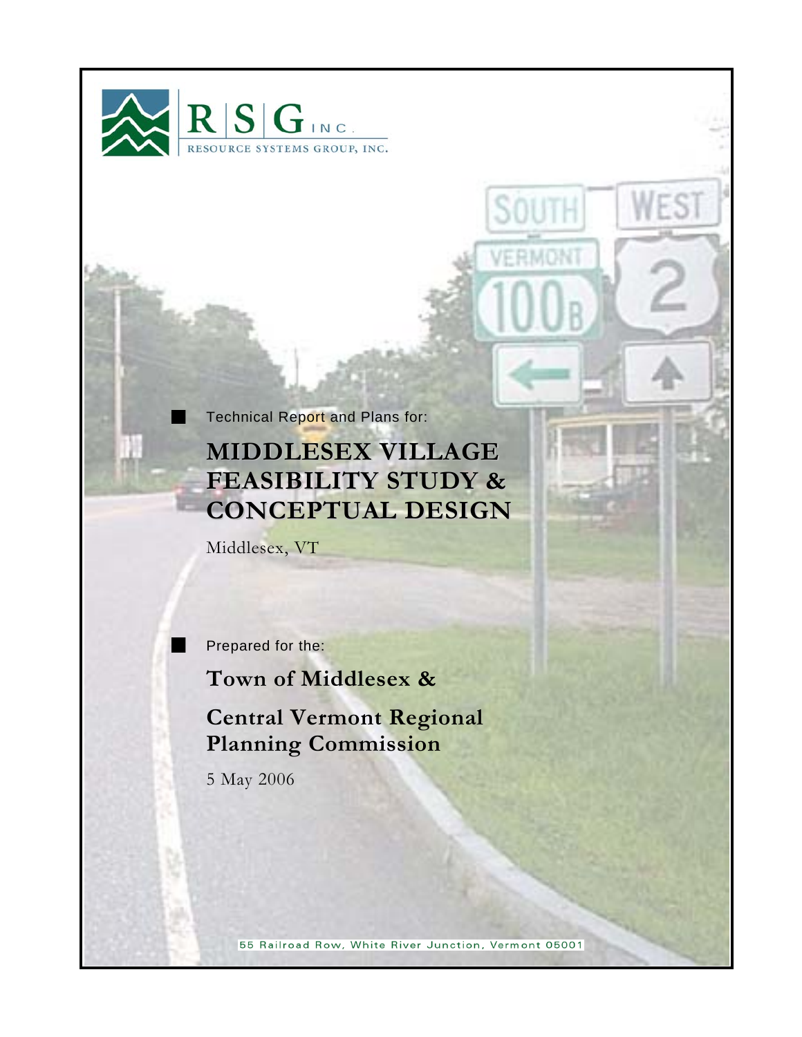RSG INC.

RESOURCE SYSTEMS GROUP, INC.

Technical Report and Plans for:

# MIDDLESEX VILLAGE FEASIBILITY STUDY & CONCEPTUAL DESIGN

Middlesex, VT

Prepared for the:

**Town of Middlesex &**

**Central Vermont Regional Planning Commission**

5 May 2006

55 Railroad Row, White River Junction, Vermont 05001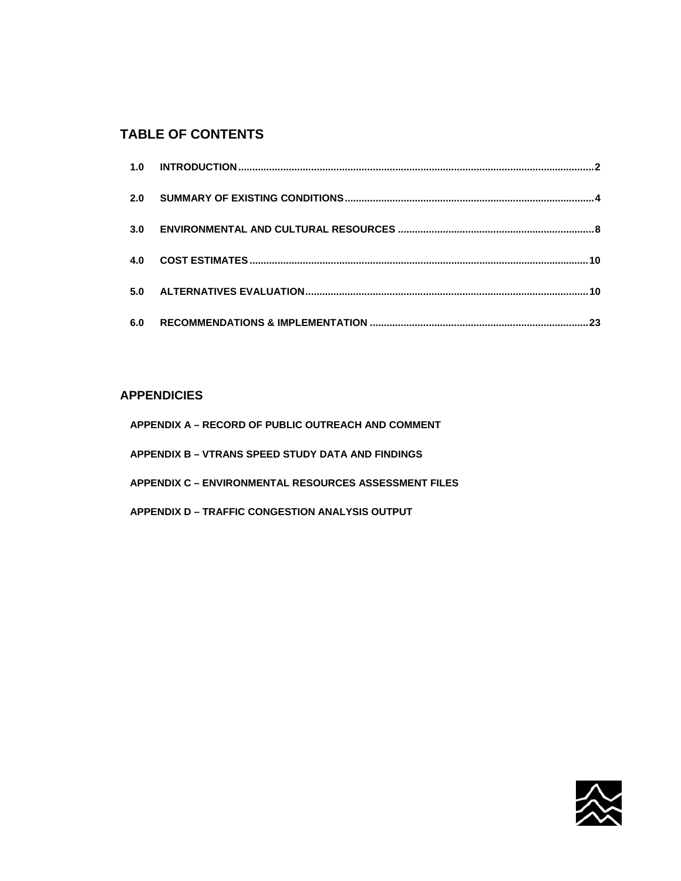## TABLE OF CONTENTS

| | | |
|---|---|---|
| **1.0** | **INTRODUCTION** | **2** |
| **2.0** | **SUMMARY OF EXISTING CONDITIONS** | **4** |
| **3.0** | **ENVIRONMENTAL AND CULTURAL RESOURCES** | **8** |
| **4.0** | **COST ESTIMATES** | **10** |
| **5.0** | **ALTERNATIVES EVALUATION** | **10** |
| **6.0** | **RECOMMENDATIONS & IMPLEMENTATION** | **23** |

## APPENDICIES

**APPENDIX A – RECORD OF PUBLIC OUTREACH AND COMMENT**

**APPENDIX B – VTRANS SPEED STUDY DATA AND FINDINGS**

**APPENDIX C – ENVIRONMENTAL RESOURCES ASSESSMENT FILES**

**APPENDIX D – TRAFFIC CONGESTION ANALYSIS OUTPUT**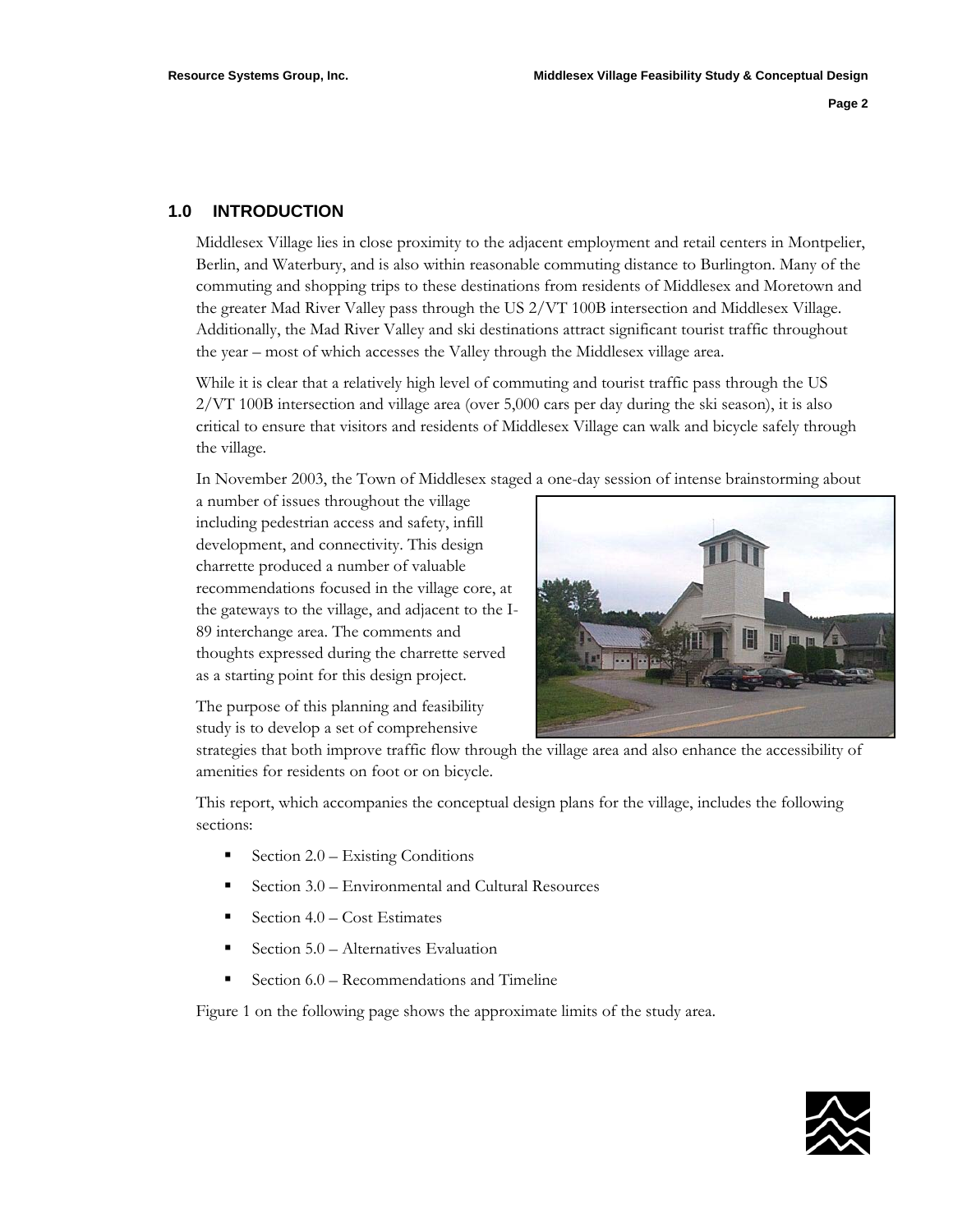## 1.0 INTRODUCTION

Middlesex Village lies in close proximity to the adjacent employment and retail centers in Montpelier, Berlin, and Waterbury, and is also within reasonable commuting distance to Burlington. Many of the commuting and shopping trips to these destinations from residents of Middlesex and Moretown and the greater Mad River Valley pass through the US 2/VT 100B intersection and Middlesex Village. Additionally, the Mad River Valley and ski destinations attract significant tourist traffic throughout the year – most of which accesses the Valley through the Middlesex village area.

While it is clear that a relatively high level of commuting and tourist traffic pass through the US 2/VT 100B intersection and village area (over 5,000 cars per day during the ski season), it is also critical to ensure that visitors and residents of Middlesex Village can walk and bicycle safely through the village.

In November 2003, the Town of Middlesex staged a one-day session of intense brainstorming about a number of issues throughout the village including pedestrian access and safety, infill development, and connectivity. This design charrette produced a number of valuable recommendations focused in the village core, at the gateways to the village, and adjacent to the I-89 interchange area. The comments and thoughts expressed during the charrette served as a starting point for this design project.

The purpose of this planning and feasibility study is to develop a set of comprehensive strategies that both improve traffic flow through the village area and also enhance the accessibility of amenities for residents on foot or on bicycle.

This report, which accompanies the conceptual design plans for the village, includes the following sections:

- Section 2.0 – Existing Conditions
- Section 3.0 – Environmental and Cultural Resources
- Section 4.0 – Cost Estimates
- Section 5.0 – Alternatives Evaluation
- Section 6.0 – Recommendations and Timeline

Figure 1 on the following page shows the approximate limits of the study area.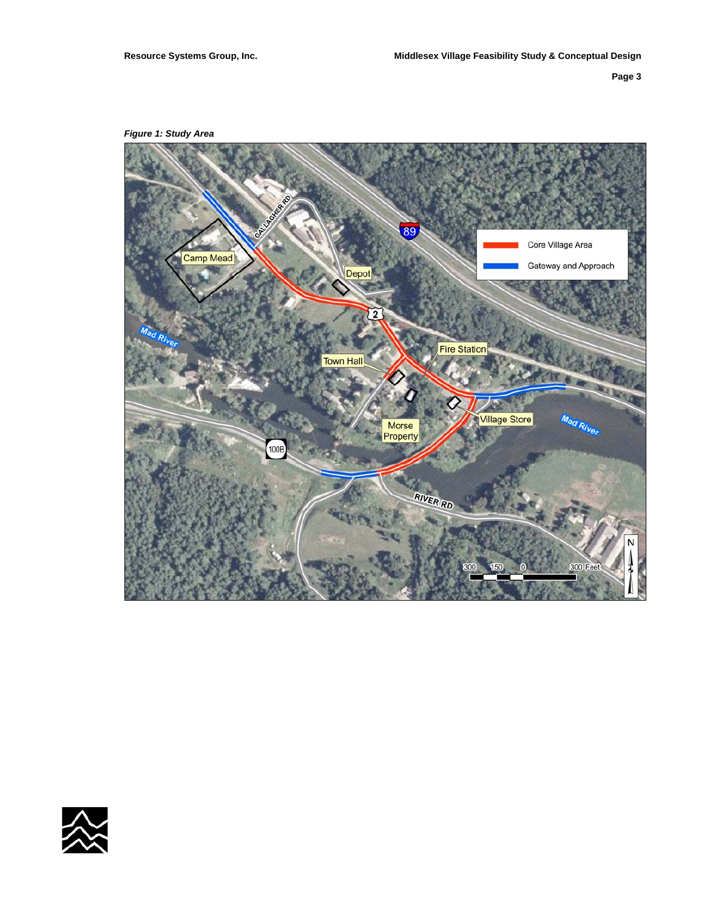*Figure 1: Study Area*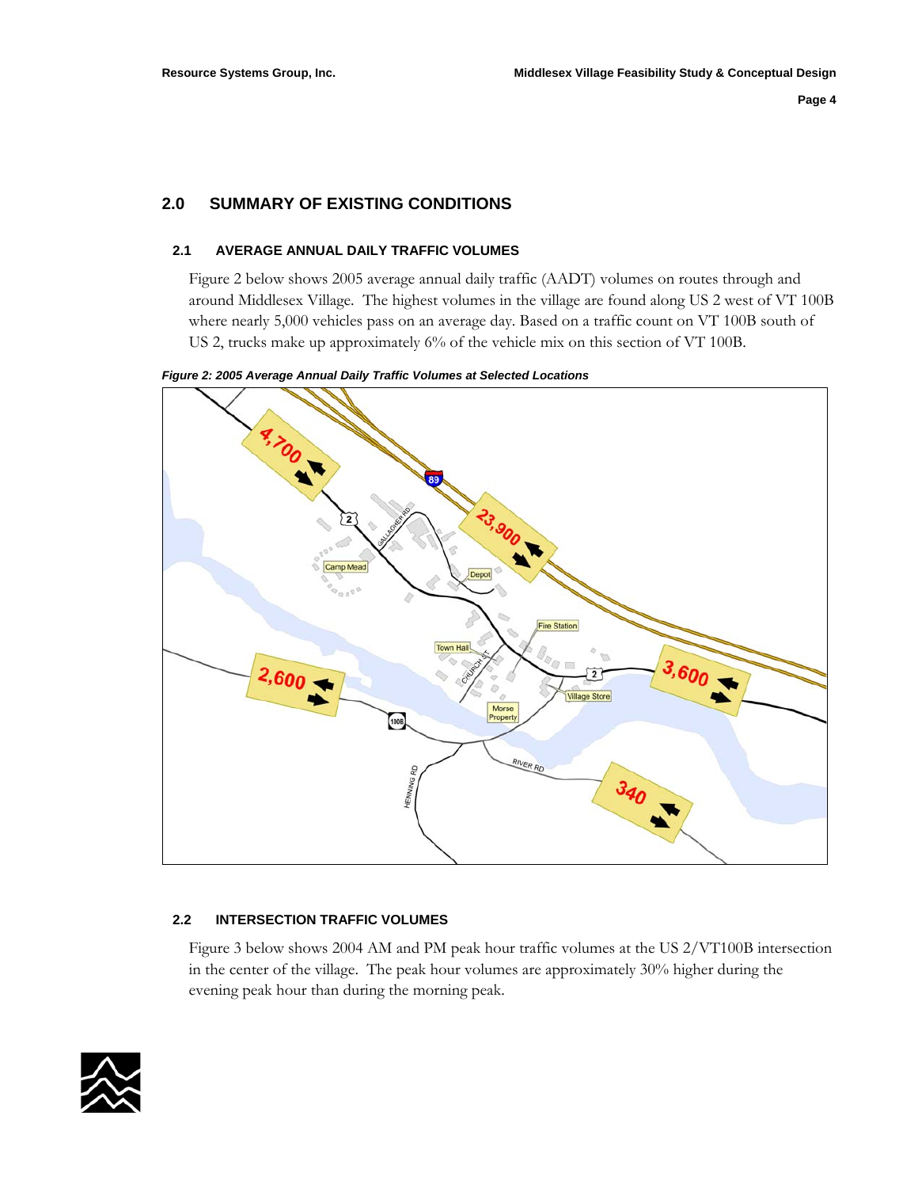## 2.0 SUMMARY OF EXISTING CONDITIONS

### 2.1 AVERAGE ANNUAL DAILY TRAFFIC VOLUMES

Figure 2 below shows 2005 average annual daily traffic (AADT) volumes on routes through and around Middlesex Village. The highest volumes in the village are found along US 2 west of VT 100B where nearly 5,000 vehicles pass on an average day. Based on a traffic count on VT 100B south of US 2, trucks make up approximately 6% of the vehicle mix on this section of VT 100B.

***Figure 2: 2005 Average Annual Daily Traffic Volumes at Selected Locations***

### 2.2 INTERSECTION TRAFFIC VOLUMES

Figure 3 below shows 2004 AM and PM peak hour traffic volumes at the US 2/VT100B intersection in the center of the village. The peak hour volumes are approximately 30% higher during the evening peak hour than during the morning peak.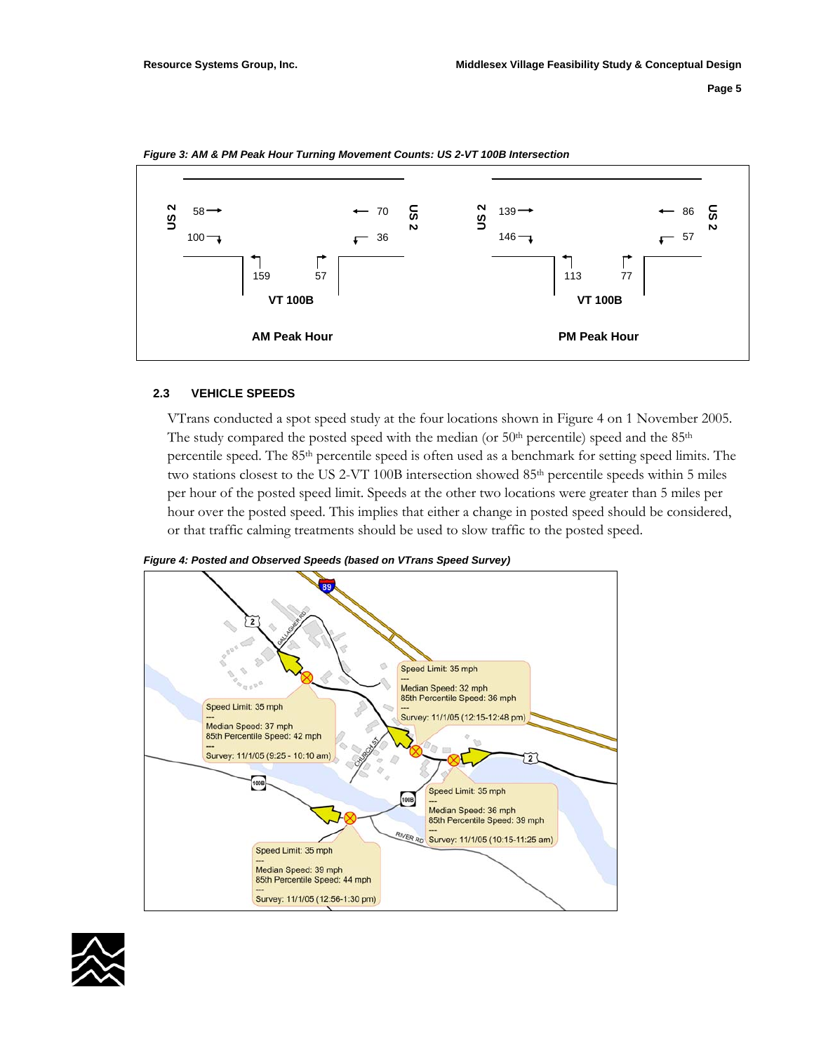*Figure 3: AM & PM Peak Hour Turning Movement Counts: US 2-VT 100B Intersection*

| | AM Peak Hour | PM Peak Hour |
|---|---|---|
| US 2 (westbound approach) through | 58 | 139 |
| US 2 (westbound approach) right | 100 | 146 |
| US 2 (eastbound approach) through | 70 | 86 |
| US 2 (eastbound approach) left | 36 | 57 |
| VT 100B left | 159 | 113 |
| VT 100B right | 57 | 77 |

### 2.3 VEHICLE SPEEDS

VTrans conducted a spot speed study at the four locations shown in Figure 4 on 1 November 2005. The study compared the posted speed with the median (or 50th percentile) speed and the 85th percentile speed. The 85th percentile speed is often used as a benchmark for setting speed limits. The two stations closest to the US 2-VT 100B intersection showed 85th percentile speeds within 5 miles per hour of the posted speed limit. Speeds at the other two locations were greater than 5 miles per hour over the posted speed. This implies that either a change in posted speed should be considered, or that traffic calming treatments should be used to slow traffic to the posted speed.

*Figure 4: Posted and Observed Speeds (based on VTrans Speed Survey)*

| Speed Limit | Median Speed | 85th Percentile Speed | Survey |
|---|---|---|---|
| 35 mph | 37 mph | 42 mph | 11/1/05 (9:25 - 10:10 am) |
| 35 mph | 32 mph | 36 mph | 11/1/05 (12:15-12:48 pm) |
| 35 mph | 36 mph | 39 mph | 11/1/05 (10:15-11:25 am) |
| 35 mph | 39 mph | 44 mph | 11/1/05 (12:56-1:30 pm) |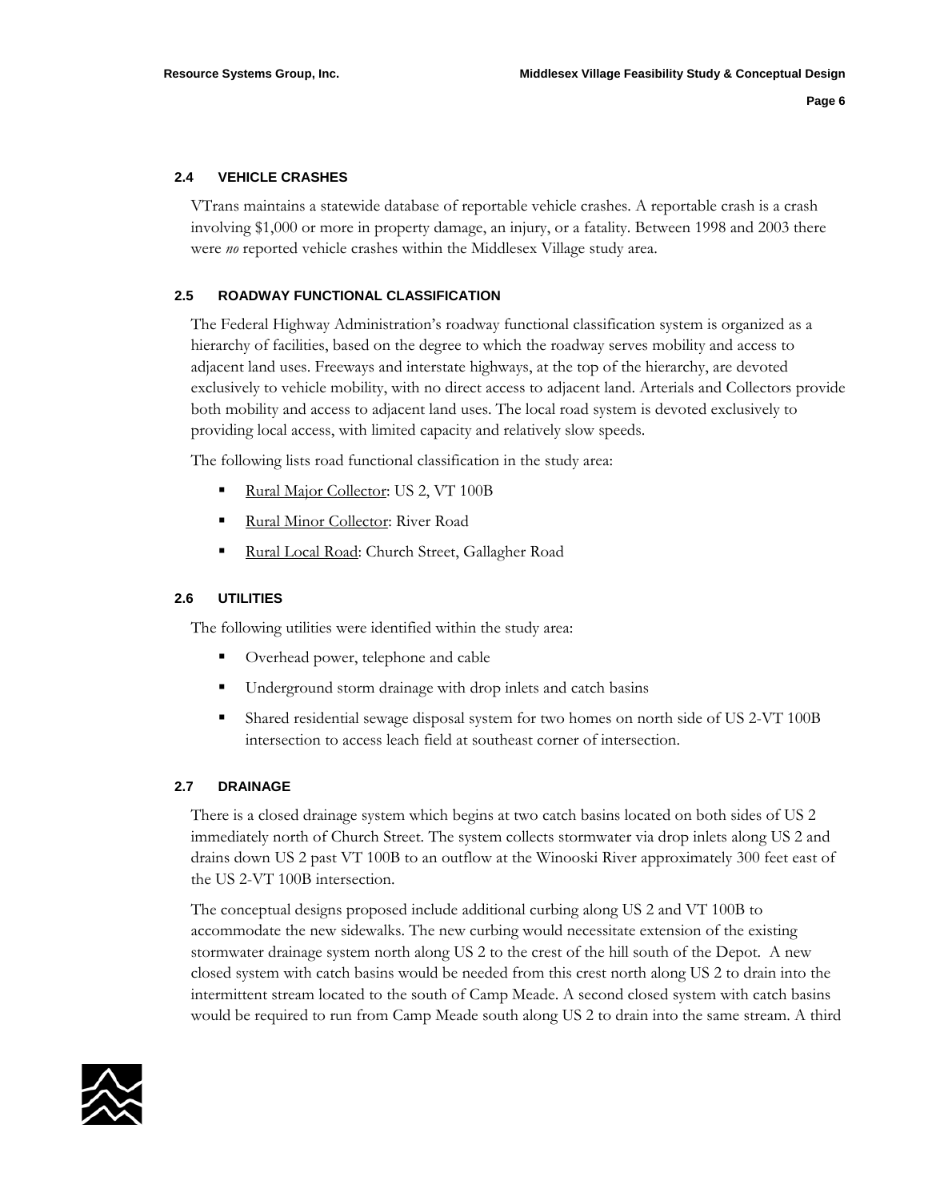### 2.4 VEHICLE CRASHES

VTrans maintains a statewide database of reportable vehicle crashes. A reportable crash is a crash involving $1,000 or more in property damage, an injury, or a fatality. Between 1998 and 2003 there were *no* reported vehicle crashes within the Middlesex Village study area.

### 2.5 ROADWAY FUNCTIONAL CLASSIFICATION

The Federal Highway Administration's roadway functional classification system is organized as a hierarchy of facilities, based on the degree to which the roadway serves mobility and access to adjacent land uses. Freeways and interstate highways, at the top of the hierarchy, are devoted exclusively to vehicle mobility, with no direct access to adjacent land. Arterials and Collectors provide both mobility and access to adjacent land uses. The local road system is devoted exclusively to providing local access, with limited capacity and relatively slow speeds.

The following lists road functional classification in the study area:

- Rural Major Collector: US 2, VT 100B
- Rural Minor Collector: River Road
- Rural Local Road: Church Street, Gallagher Road

### 2.6 UTILITIES

The following utilities were identified within the study area:

- Overhead power, telephone and cable
- Underground storm drainage with drop inlets and catch basins
- Shared residential sewage disposal system for two homes on north side of US 2-VT 100B intersection to access leach field at southeast corner of intersection.

### 2.7 DRAINAGE

There is a closed drainage system which begins at two catch basins located on both sides of US 2 immediately north of Church Street. The system collects stormwater via drop inlets along US 2 and drains down US 2 past VT 100B to an outflow at the Winooski River approximately 300 feet east of the US 2-VT 100B intersection.

The conceptual designs proposed include additional curbing along US 2 and VT 100B to accommodate the new sidewalks. The new curbing would necessitate extension of the existing stormwater drainage system north along US 2 to the crest of the hill south of the Depot. A new closed system with catch basins would be needed from this crest north along US 2 to drain into the intermittent stream located to the south of Camp Meade. A second closed system with catch basins would be required to run from Camp Meade south along US 2 to drain into the same stream. A third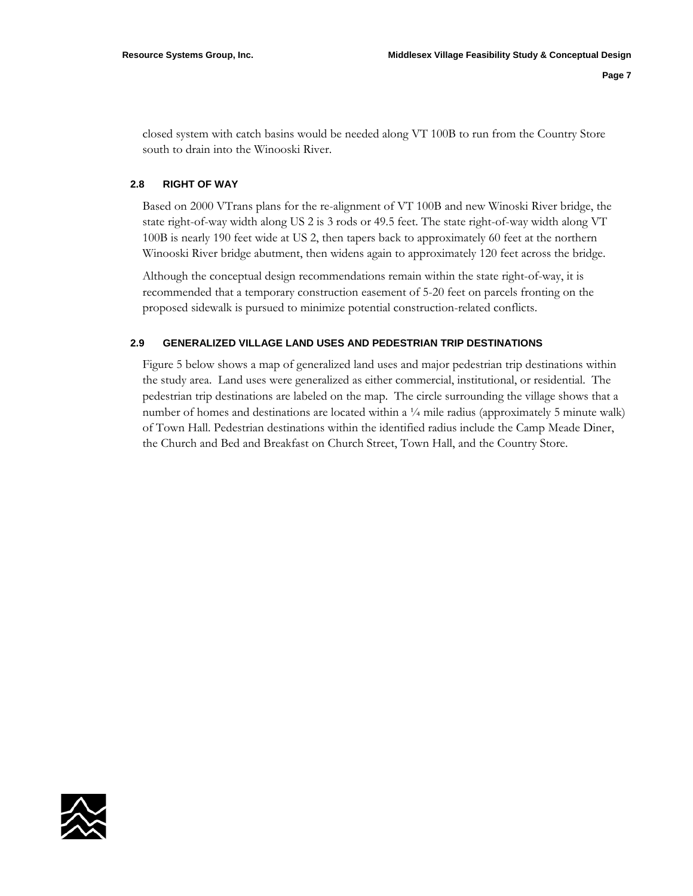closed system with catch basins would be needed along VT 100B to run from the Country Store south to drain into the Winooski River.

### 2.8 RIGHT OF WAY

Based on 2000 VTrans plans for the re-alignment of VT 100B and new Winoski River bridge, the state right-of-way width along US 2 is 3 rods or 49.5 feet. The state right-of-way width along VT 100B is nearly 190 feet wide at US 2, then tapers back to approximately 60 feet at the northern Winooski River bridge abutment, then widens again to approximately 120 feet across the bridge.

Although the conceptual design recommendations remain within the state right-of-way, it is recommended that a temporary construction easement of 5-20 feet on parcels fronting on the proposed sidewalk is pursued to minimize potential construction-related conflicts.

### 2.9 GENERALIZED VILLAGE LAND USES AND PEDESTRIAN TRIP DESTINATIONS

Figure 5 below shows a map of generalized land uses and major pedestrian trip destinations within the study area. Land uses were generalized as either commercial, institutional, or residential. The pedestrian trip destinations are labeled on the map. The circle surrounding the village shows that a number of homes and destinations are located within a ¼ mile radius (approximately 5 minute walk) of Town Hall. Pedestrian destinations within the identified radius include the Camp Meade Diner, the Church and Bed and Breakfast on Church Street, Town Hall, and the Country Store.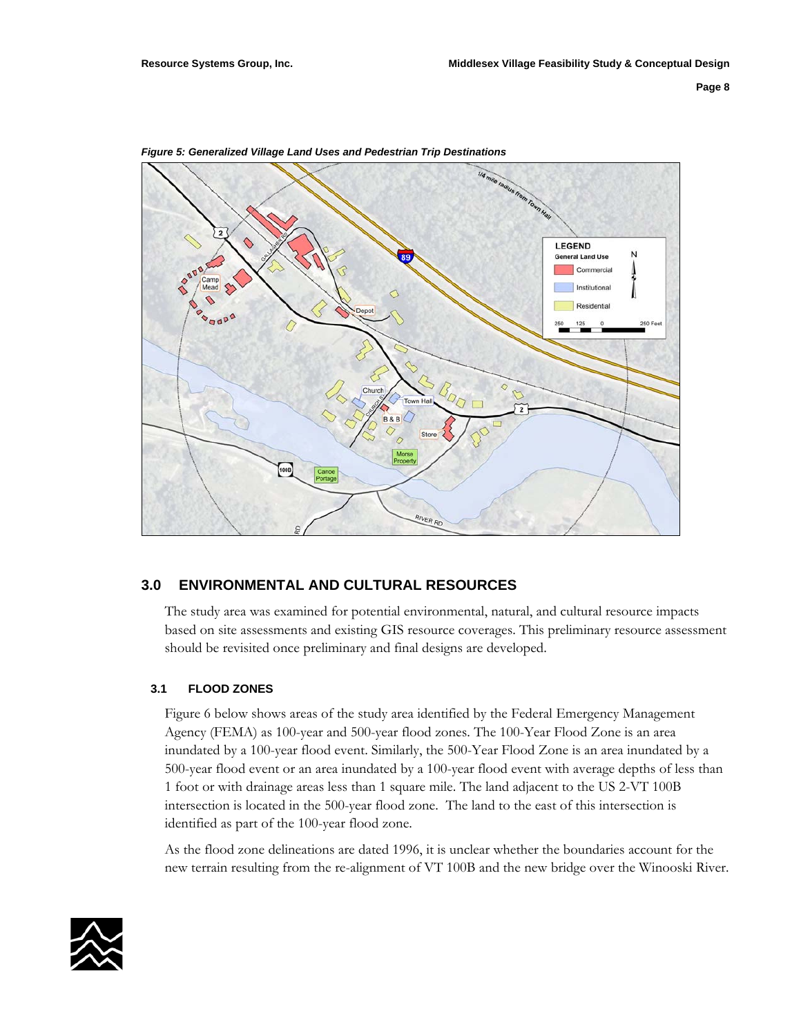*Figure 5: Generalized Village Land Uses and Pedestrian Trip Destinations*

## 3.0 ENVIRONMENTAL AND CULTURAL RESOURCES

The study area was examined for potential environmental, natural, and cultural resource impacts based on site assessments and existing GIS resource coverages. This preliminary resource assessment should be revisited once preliminary and final designs are developed.

### 3.1 FLOOD ZONES

Figure 6 below shows areas of the study area identified by the Federal Emergency Management Agency (FEMA) as 100-year and 500-year flood zones. The 100-Year Flood Zone is an area inundated by a 100-year flood event. Similarly, the 500-Year Flood Zone is an area inundated by a 500-year flood event or an area inundated by a 100-year flood event with average depths of less than 1 foot or with drainage areas less than 1 square mile. The land adjacent to the US 2-VT 100B intersection is located in the 500-year flood zone. The land to the east of this intersection is identified as part of the 100-year flood zone.

As the flood zone delineations are dated 1996, it is unclear whether the boundaries account for the new terrain resulting from the re-alignment of VT 100B and the new bridge over the Winooski River.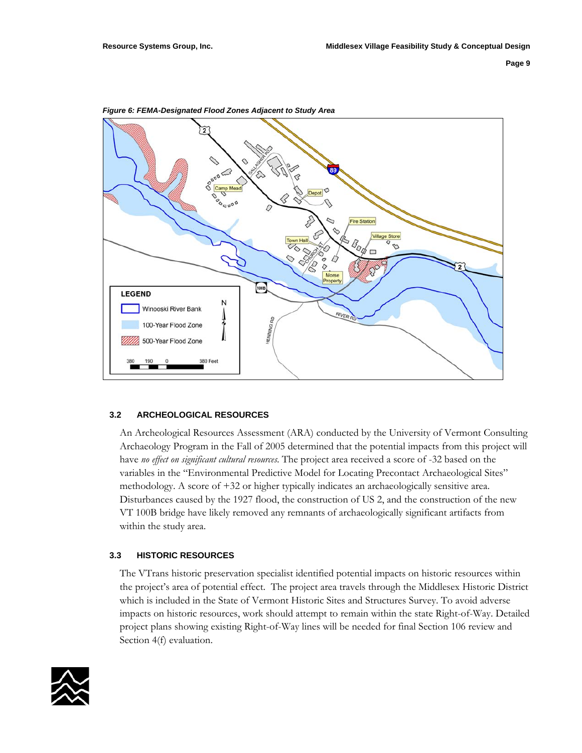*Figure 6: FEMA-Designated Flood Zones Adjacent to Study Area*

### 3.2 ARCHEOLOGICAL RESOURCES

An Archeological Resources Assessment (ARA) conducted by the University of Vermont Consulting Archaeology Program in the Fall of 2005 determined that the potential impacts from this project will have *no effect on significant cultural resources*. The project area received a score of -32 based on the variables in the "Environmental Predictive Model for Locating Precontact Archaeological Sites" methodology. A score of +32 or higher typically indicates an archaeologically sensitive area. Disturbances caused by the 1927 flood, the construction of US 2, and the construction of the new VT 100B bridge have likely removed any remnants of archaeologically significant artifacts from within the study area.

### 3.3 HISTORIC RESOURCES

The VTrans historic preservation specialist identified potential impacts on historic resources within the project's area of potential effect. The project area travels through the Middlesex Historic District which is included in the State of Vermont Historic Sites and Structures Survey. To avoid adverse impacts on historic resources, work should attempt to remain within the state Right-of-Way. Detailed project plans showing existing Right-of-Way lines will be needed for final Section 106 review and Section 4(f) evaluation.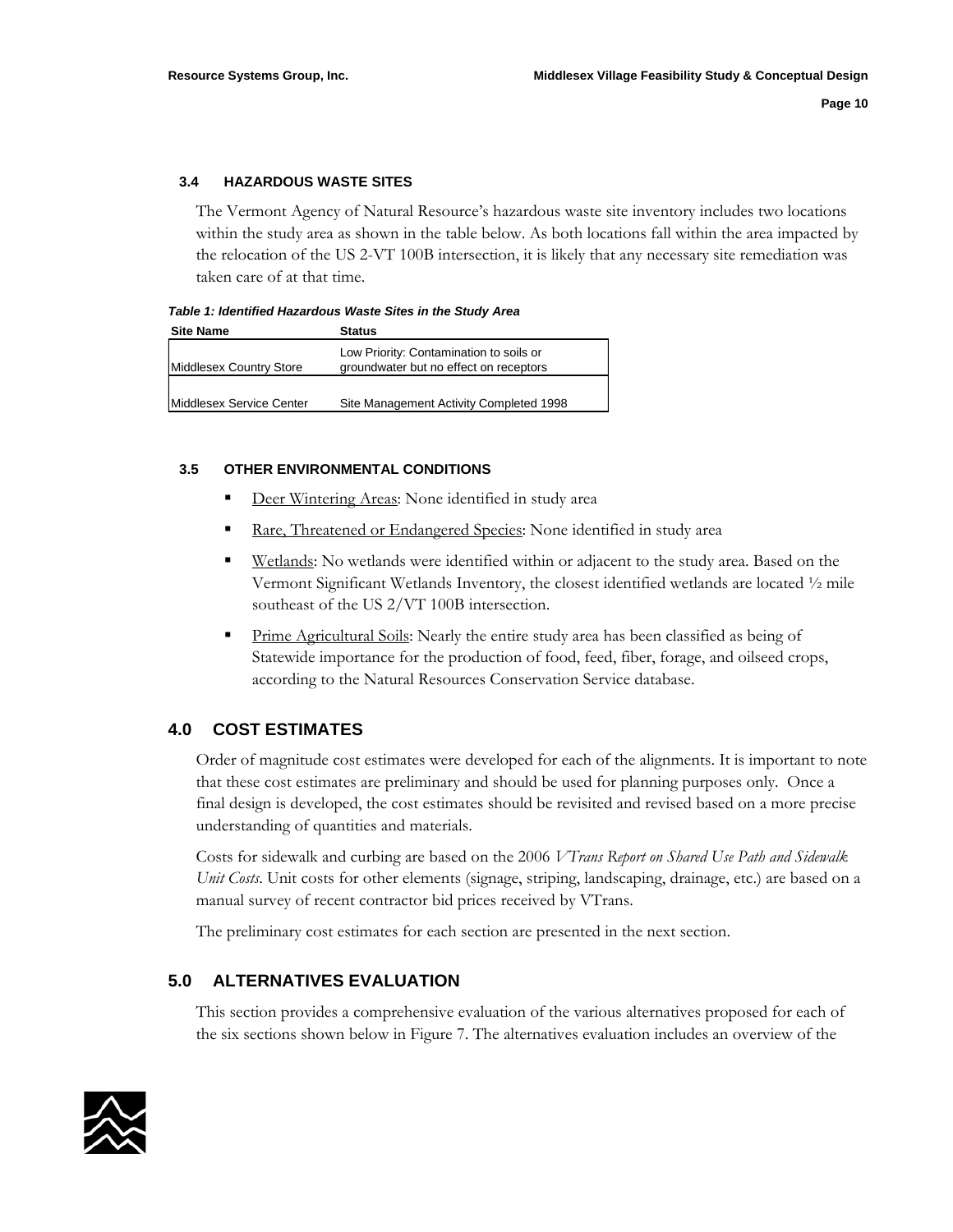### 3.4 HAZARDOUS WASTE SITES

The Vermont Agency of Natural Resource's hazardous waste site inventory includes two locations within the study area as shown in the table below. As both locations fall within the area impacted by the relocation of the US 2-VT 100B intersection, it is likely that any necessary site remediation was taken care of at that time.

***Table 1: Identified Hazardous Waste Sites in the Study Area***

| Site Name | Status |
|---|---|
| Middlesex Country Store | Low Priority: Contamination to soils or groundwater but no effect on receptors |
| Middlesex Service Center | Site Management Activity Completed 1998 |

### 3.5 OTHER ENVIRONMENTAL CONDITIONS

- Deer Wintering Areas: None identified in study area
- Rare, Threatened or Endangered Species: None identified in study area
- Wetlands: No wetlands were identified within or adjacent to the study area. Based on the Vermont Significant Wetlands Inventory, the closest identified wetlands are located ½ mile southeast of the US 2/VT 100B intersection.
- Prime Agricultural Soils: Nearly the entire study area has been classified as being of Statewide importance for the production of food, feed, fiber, forage, and oilseed crops, according to the Natural Resources Conservation Service database.

## 4.0 COST ESTIMATES

Order of magnitude cost estimates were developed for each of the alignments. It is important to note that these cost estimates are preliminary and should be used for planning purposes only. Once a final design is developed, the cost estimates should be revisited and revised based on a more precise understanding of quantities and materials.

Costs for sidewalk and curbing are based on the 2006 *VTrans Report on Shared Use Path and Sidewalk Unit Costs*. Unit costs for other elements (signage, striping, landscaping, drainage, etc.) are based on a manual survey of recent contractor bid prices received by VTrans.

The preliminary cost estimates for each section are presented in the next section.

## 5.0 ALTERNATIVES EVALUATION

This section provides a comprehensive evaluation of the various alternatives proposed for each of the six sections shown below in Figure 7. The alternatives evaluation includes an overview of the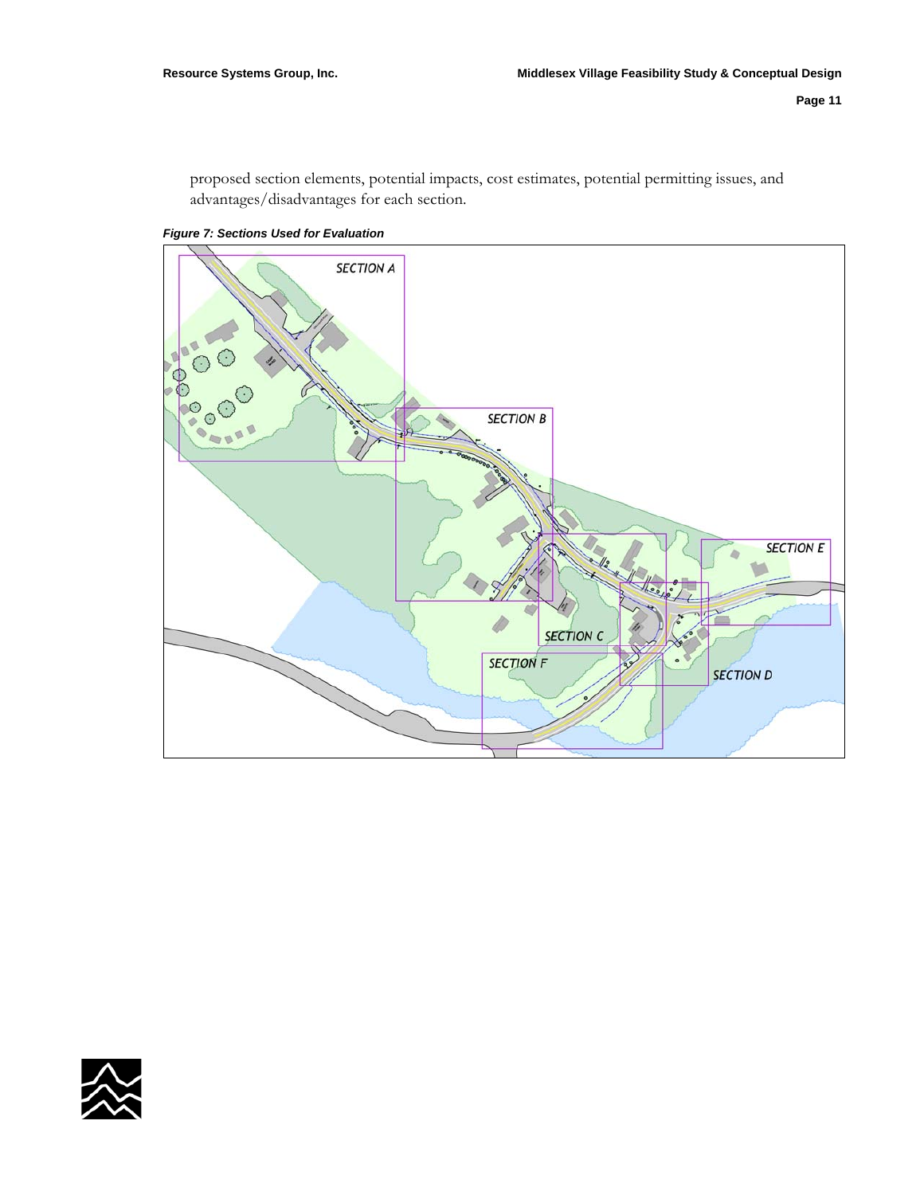proposed section elements, potential impacts, cost estimates, potential permitting issues, and advantages/disadvantages for each section.

***Figure 7: Sections Used for Evaluation***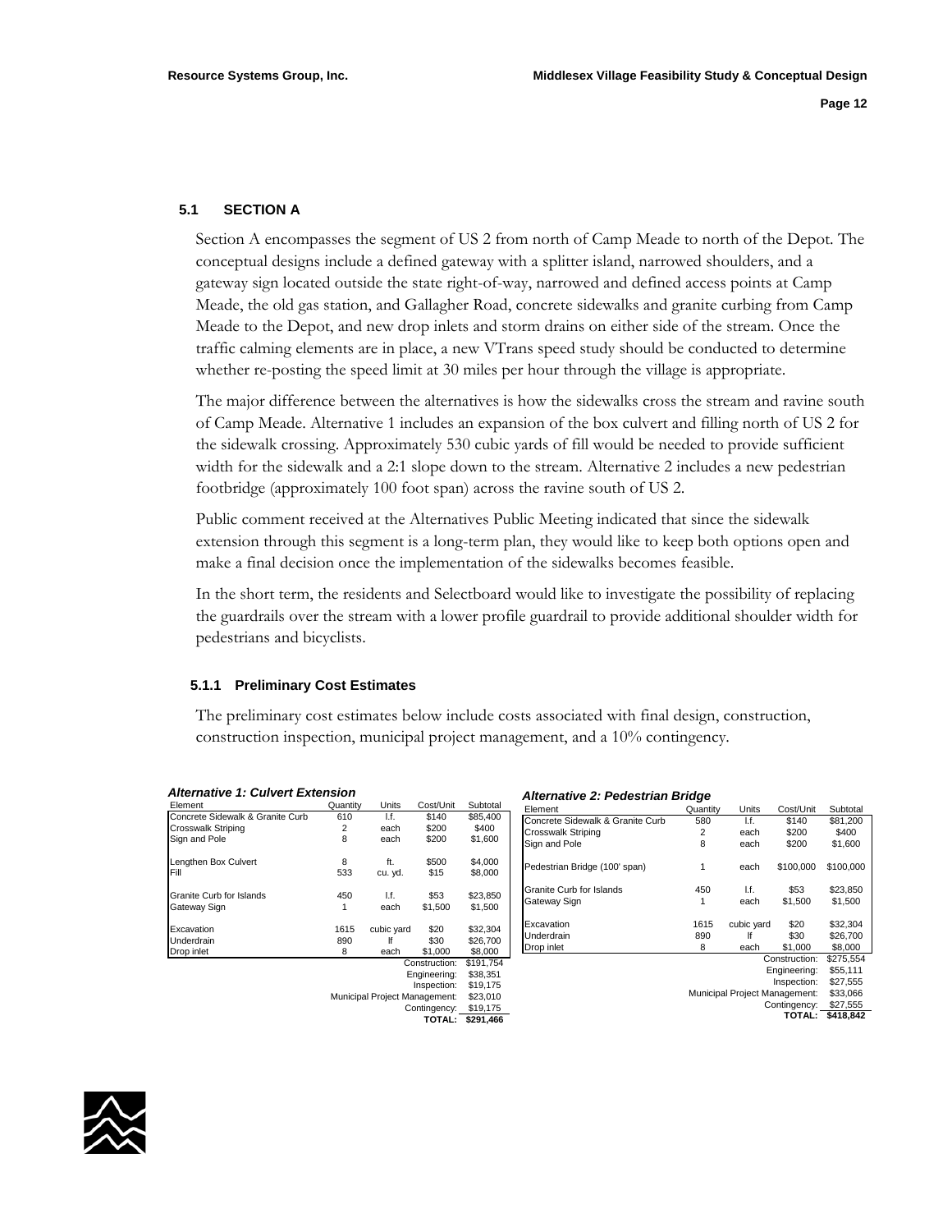## 5.1 SECTION A

Section A encompasses the segment of US 2 from north of Camp Meade to north of the Depot. The conceptual designs include a defined gateway with a splitter island, narrowed shoulders, and a gateway sign located outside the state right-of-way, narrowed and defined access points at Camp Meade, the old gas station, and Gallagher Road, concrete sidewalks and granite curbing from Camp Meade to the Depot, and new drop inlets and storm drains on either side of the stream. Once the traffic calming elements are in place, a new VTrans speed study should be conducted to determine whether re-posting the speed limit at 30 miles per hour through the village is appropriate.

The major difference between the alternatives is how the sidewalks cross the stream and ravine south of Camp Meade. Alternative 1 includes an expansion of the box culvert and filling north of US 2 for the sidewalk crossing. Approximately 530 cubic yards of fill would be needed to provide sufficient width for the sidewalk and a 2:1 slope down to the stream. Alternative 2 includes a new pedestrian footbridge (approximately 100 foot span) across the ravine south of US 2.

Public comment received at the Alternatives Public Meeting indicated that since the sidewalk extension through this segment is a long-term plan, they would like to keep both options open and make a final decision once the implementation of the sidewalks becomes feasible.

In the short term, the residents and Selectboard would like to investigate the possibility of replacing the guardrails over the stream with a lower profile guardrail to provide additional shoulder width for pedestrians and bicyclists.

### 5.1.1 Preliminary Cost Estimates

The preliminary cost estimates below include costs associated with final design, construction, construction inspection, municipal project management, and a 10% contingency.

***Alternative 1: Culvert Extension***

| Element | Quantity | Units | Cost/Unit | Subtotal |
|---|---|---|---|---|
| Concrete Sidewalk & Granite Curb | 610 | l.f. | $140 | $85,400 |
| Crosswalk Striping | 2 | each | $200 | $400 |
| Sign and Pole | 8 | each | $200 | $1,600 |
| Lengthen Box Culvert | 8 | ft. | $500 | $4,000 |
| Fill | 533 | cu. yd. | $15 | $8,000 |
| Granite Curb for Islands | 450 | l.f. | $53 | $23,850 |
| Gateway Sign | 1 | each | $1,500 | $1,500 |
| Excavation | 1615 | cubic yard | $20 | $32,304 |
| Underdrain | 890 | lf | $30 | $26,700 |
| Drop inlet | 8 | each | $1,000 | $8,000 |
| | | | Construction: | $191,754 |
| | | | Engineering: | $38,351 |
| | | | Inspection: | $19,175 |
| | | | Municipal Project Management: | $23,010 |
| | | | Contingency: | $19,175 |
| | | | **TOTAL:** | **$291,466** |

***Alternative 2: Pedestrian Bridge***

| Element | Quantity | Units | Cost/Unit | Subtotal |
|---|---|---|---|---|
| Concrete Sidewalk & Granite Curb | 580 | l.f. | $140 | $81,200 |
| Crosswalk Striping | 2 | each | $200 | $400 |
| Sign and Pole | 8 | each | $200 | $1,600 |
| Pedestrian Bridge (100' span) | 1 | each | $100,000 | $100,000 |
| Granite Curb for Islands | 450 | l.f. | $53 | $23,850 |
| Gateway Sign | 1 | each | $1,500 | $1,500 |
| Excavation | 1615 | cubic yard | $20 | $32,304 |
| Underdrain | 890 | lf | $30 | $26,700 |
| Drop inlet | 8 | each | $1,000 | $8,000 |
| | | | Construction: | $275,554 |
| | | | Engineering: | $55,111 |
| | | | Inspection: | $27,555 |
| | | | Municipal Project Management: | $33,066 |
| | | | Contingency: | $27,555 |
| | | | **TOTAL:** | **$418,842** |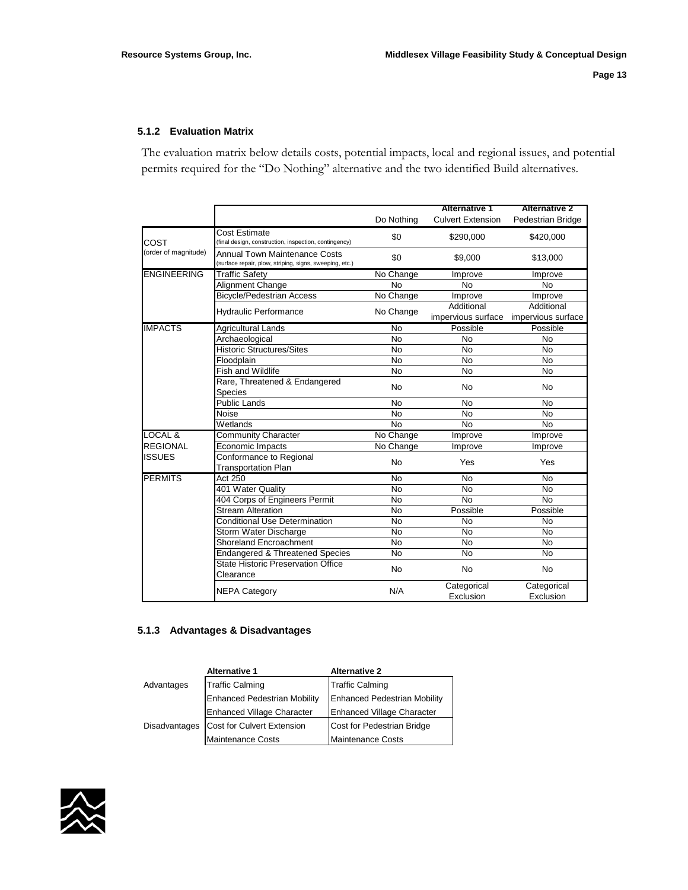### 5.1.2 Evaluation Matrix

The evaluation matrix below details costs, potential impacts, local and regional issues, and potential permits required for the "Do Nothing" alternative and the two identified Build alternatives.

| | | Do Nothing | Alternative 1<br>Culvert Extension | Alternative 2<br>Pedestrian Bridge |
|---|---|---|---|---|
| COST<br>(order of magnitude) | Cost Estimate<br>(final design, construction, inspection, contingency) | $0 | $290,000 | $420,000 |
| | Annual Town Maintenance Costs<br>(surface repair, plow, striping, signs, sweeping, etc.) | $0 | $9,000 | $13,000 |
| ENGINEERING | Traffic Safety | No Change | Improve | Improve |
| | Alignment Change | No | No | No |
| | Bicycle/Pedestrian Access | No Change | Improve | Improve |
| | Hydraulic Performance | No Change | Additional impervious surface | Additional impervious surface |
| IMPACTS | Agricultural Lands | No | Possible | Possible |
| | Archaeological | No | No | No |
| | Historic Structures/Sites | No | No | No |
| | Floodplain | No | No | No |
| | Fish and Wildlife | No | No | No |
| | Rare, Threatened & Endangered Species | No | No | No |
| | Public Lands | No | No | No |
| | Noise | No | No | No |
| | Wetlands | No | No | No |
| LOCAL & REGIONAL ISSUES | Community Character | No Change | Improve | Improve |
| | Economic Impacts | No Change | Improve | Improve |
| | Conformance to Regional Transportation Plan | No | Yes | Yes |
| PERMITS | Act 250 | No | No | No |
| | 401 Water Quality | No | No | No |
| | 404 Corps of Engineers Permit | No | No | No |
| | Stream Alteration | No | Possible | Possible |
| | Conditional Use Determination | No | No | No |
| | Storm Water Discharge | No | No | No |
| | Shoreland Encroachment | No | No | No |
| | Endangered & Threatened Species | No | No | No |
| | State Historic Preservation Office Clearance | No | No | No |
| | NEPA Category | N/A | Categorical Exclusion | Categorical Exclusion |

### 5.1.3 Advantages & Disadvantages

| | Alternative 1 | Alternative 2 |
|---|---|---|
| Advantages | Traffic Calming | Traffic Calming |
| | Enhanced Pedestrian Mobility | Enhanced Pedestrian Mobility |
| | Enhanced Village Character | Enhanced Village Character |
| Disadvantages | Cost for Culvert Extension | Cost for Pedestrian Bridge |
| | Maintenance Costs | Maintenance Costs |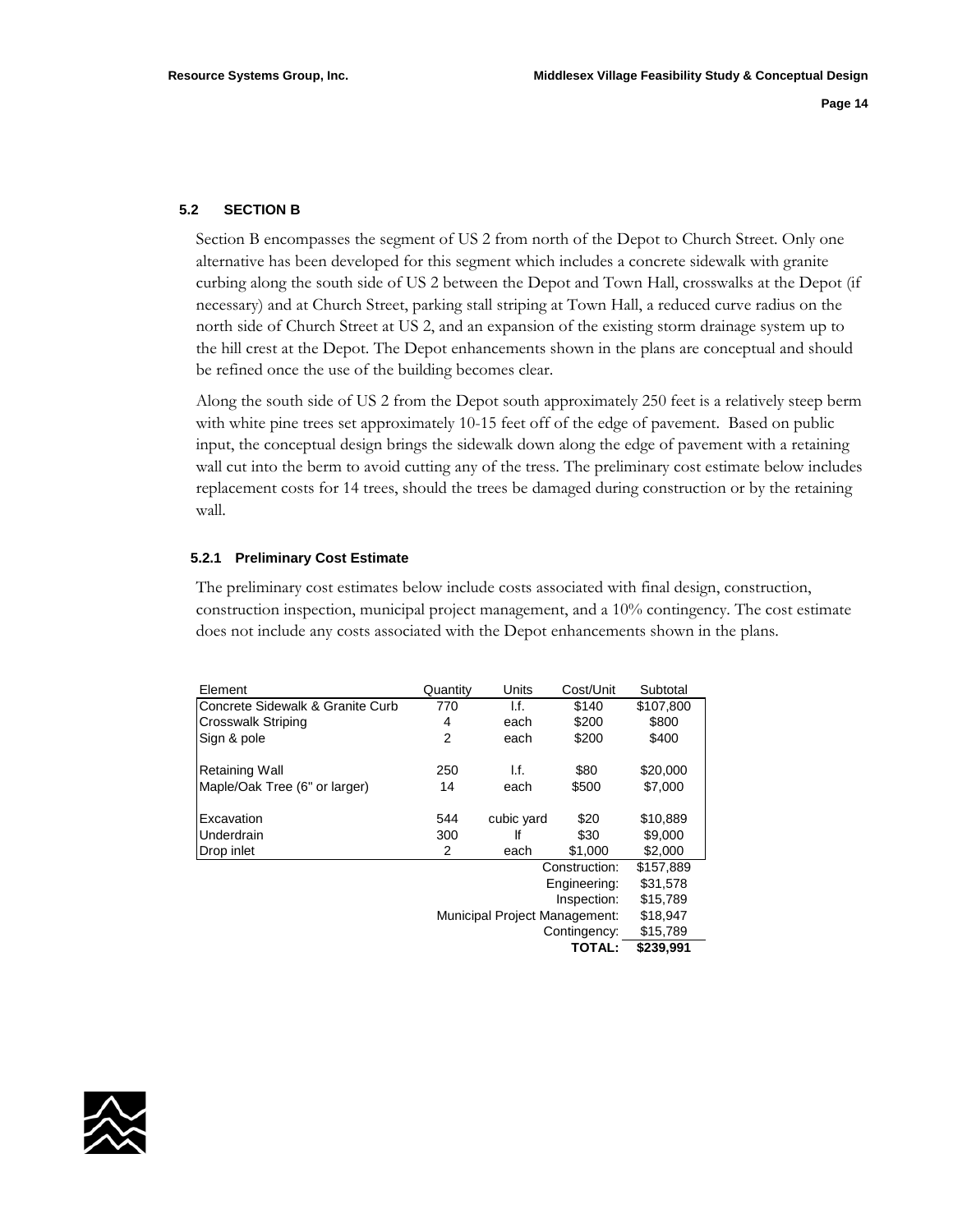### 5.2 SECTION B

Section B encompasses the segment of US 2 from north of the Depot to Church Street. Only one alternative has been developed for this segment which includes a concrete sidewalk with granite curbing along the south side of US 2 between the Depot and Town Hall, crosswalks at the Depot (if necessary) and at Church Street, parking stall striping at Town Hall, a reduced curve radius on the north side of Church Street at US 2, and an expansion of the existing storm drainage system up to the hill crest at the Depot. The Depot enhancements shown in the plans are conceptual and should be refined once the use of the building becomes clear.

Along the south side of US 2 from the Depot south approximately 250 feet is a relatively steep berm with white pine trees set approximately 10-15 feet off of the edge of pavement. Based on public input, the conceptual design brings the sidewalk down along the edge of pavement with a retaining wall cut into the berm to avoid cutting any of the tress. The preliminary cost estimate below includes replacement costs for 14 trees, should the trees be damaged during construction or by the retaining wall.

#### 5.2.1 Preliminary Cost Estimate

The preliminary cost estimates below include costs associated with final design, construction, construction inspection, municipal project management, and a 10% contingency. The cost estimate does not include any costs associated with the Depot enhancements shown in the plans.

| Element | Quantity | Units | Cost/Unit | Subtotal |
|---|---|---|---|---|
| Concrete Sidewalk & Granite Curb | 770 | l.f. | $140 | $107,800 |
| Crosswalk Striping | 4 | each | $200 | $800 |
| Sign & pole | 2 | each | $200 | $400 |
| Retaining Wall | 250 | l.f. | $80 | $20,000 |
| Maple/Oak Tree (6" or larger) | 14 | each | $500 | $7,000 |
| Excavation | 544 | cubic yard | $20 | $10,889 |
| Underdrain | 300 | lf | $30 | $9,000 |
| Drop inlet | 2 | each | $1,000 | $2,000 |
| | | | Construction: | $157,889 |
| | | | Engineering: | $31,578 |
| | | | Inspection: | $15,789 |
| | | | Municipal Project Management: | $18,947 |
| | | | Contingency: | $15,789 |
| | | | **TOTAL:** | **$239,991** |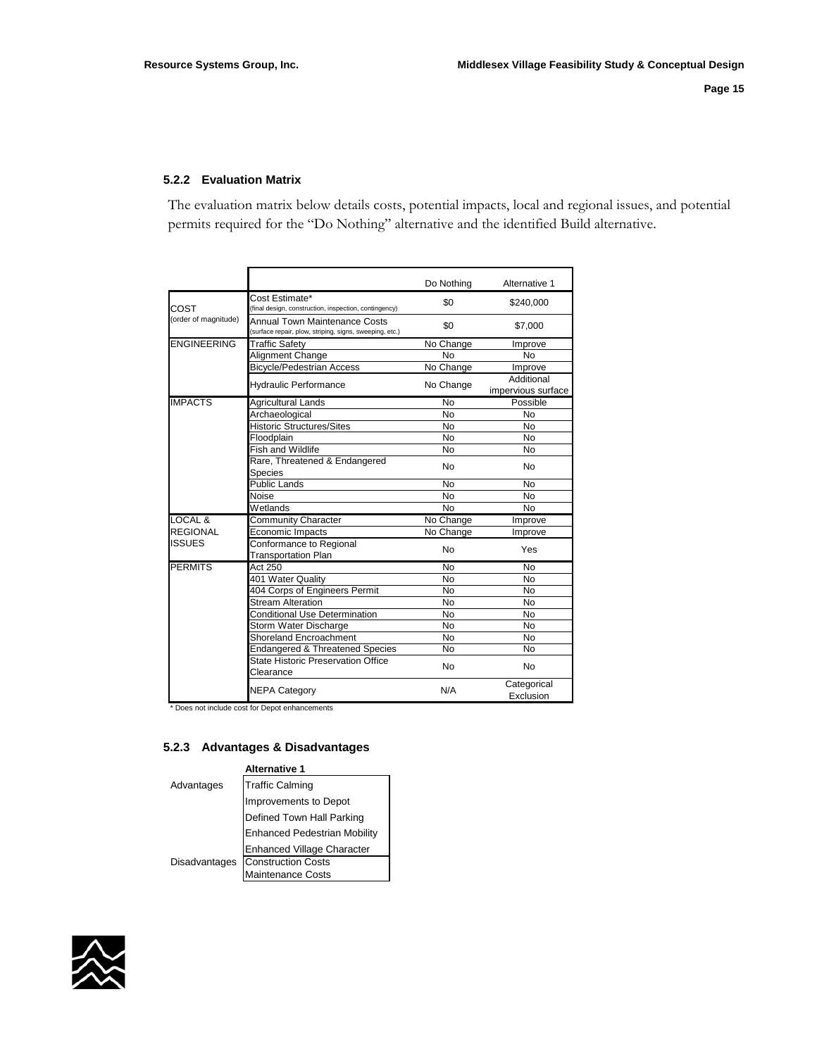### 5.2.2 Evaluation Matrix

The evaluation matrix below details costs, potential impacts, local and regional issues, and potential permits required for the "Do Nothing" alternative and the identified Build alternative.

| | | Do Nothing | Alternative 1 |
|---|---|---|---|
| COST (order of magnitude) | Cost Estimate* (final design, construction, inspection, contingency) | $0 | $240,000 |
| | Annual Town Maintenance Costs (surface repair, plow, striping, signs, sweeping, etc.) | $0 | $7,000 |
| ENGINEERING | Traffic Safety | No Change | Improve |
| | Alignment Change | No | No |
| | Bicycle/Pedestrian Access | No Change | Improve |
| | Hydraulic Performance | No Change | Additional impervious surface |
| IMPACTS | Agricultural Lands | No | Possible |
| | Archaeological | No | No |
| | Historic Structures/Sites | No | No |
| | Floodplain | No | No |
| | Fish and Wildlife | No | No |
| | Rare, Threatened & Endangered Species | No | No |
| | Public Lands | No | No |
| | Noise | No | No |
| | Wetlands | No | No |
| LOCAL & REGIONAL ISSUES | Community Character | No Change | Improve |
| | Economic Impacts | No Change | Improve |
| | Conformance to Regional Transportation Plan | No | Yes |
| PERMITS | Act 250 | No | No |
| | 401 Water Quality | No | No |
| | 404 Corps of Engineers Permit | No | No |
| | Stream Alteration | No | No |
| | Conditional Use Determination | No | No |
| | Storm Water Discharge | No | No |
| | Shoreland Encroachment | No | No |
| | Endangered & Threatened Species | No | No |
| | State Historic Preservation Office Clearance | No | No |
| | NEPA Category | N/A | Categorical Exclusion |

\* Does not include cost for Depot enhancements

### 5.2.3 Advantages & Disadvantages

| | Alternative 1 |
|---|---|
| Advantages | Traffic Calming |
| | Improvements to Depot |
| | Defined Town Hall Parking |
| | Enhanced Pedestrian Mobility |
| | Enhanced Village Character |
| Disadvantages | Construction Costs |
| | Maintenance Costs |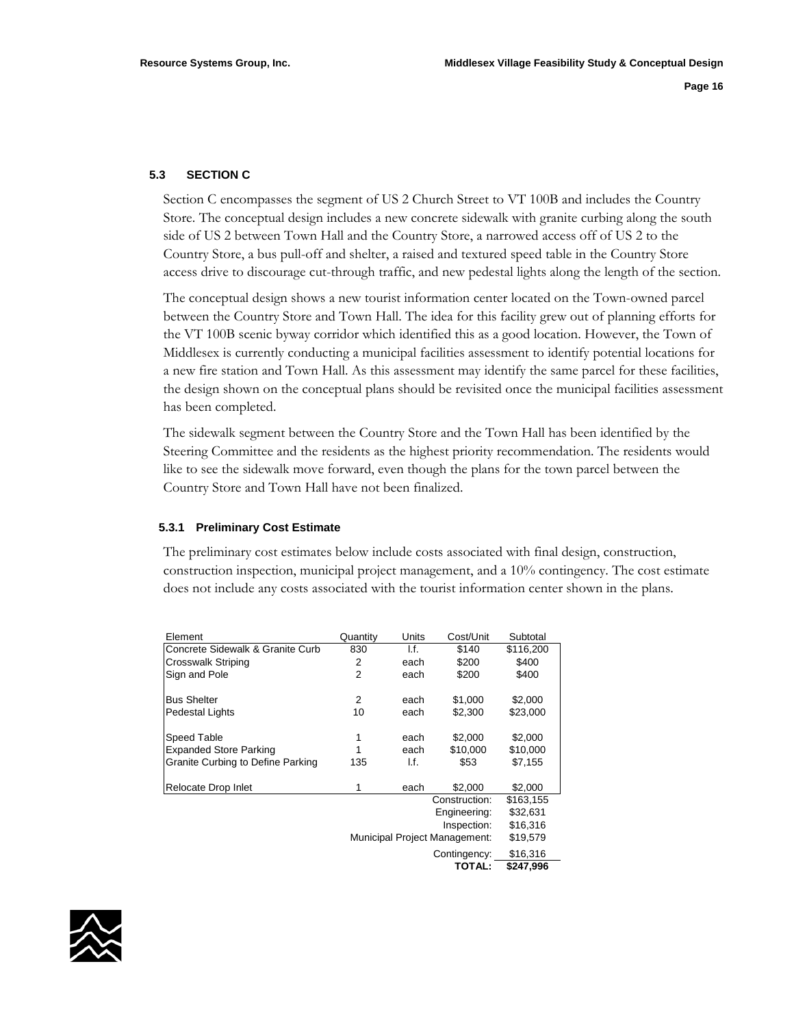## 5.3 SECTION C

Section C encompasses the segment of US 2 Church Street to VT 100B and includes the Country Store. The conceptual design includes a new concrete sidewalk with granite curbing along the south side of US 2 between Town Hall and the Country Store, a narrowed access off of US 2 to the Country Store, a bus pull-off and shelter, a raised and textured speed table in the Country Store access drive to discourage cut-through traffic, and new pedestal lights along the length of the section.

The conceptual design shows a new tourist information center located on the Town-owned parcel between the Country Store and Town Hall. The idea for this facility grew out of planning efforts for the VT 100B scenic byway corridor which identified this as a good location. However, the Town of Middlesex is currently conducting a municipal facilities assessment to identify potential locations for a new fire station and Town Hall. As this assessment may identify the same parcel for these facilities, the design shown on the conceptual plans should be revisited once the municipal facilities assessment has been completed.

The sidewalk segment between the Country Store and the Town Hall has been identified by the Steering Committee and the residents as the highest priority recommendation. The residents would like to see the sidewalk move forward, even though the plans for the town parcel between the Country Store and Town Hall have not been finalized.

### 5.3.1 Preliminary Cost Estimate

The preliminary cost estimates below include costs associated with final design, construction, construction inspection, municipal project management, and a 10% contingency. The cost estimate does not include any costs associated with the tourist information center shown in the plans.

| Element | Quantity | Units | Cost/Unit | Subtotal |
|---|---|---|---|---|
| Concrete Sidewalk & Granite Curb | 830 | l.f. | $140 | $116,200 |
| Crosswalk Striping | 2 | each | $200 | $400 |
| Sign and Pole | 2 | each | $200 | $400 |
| Bus Shelter | 2 | each | $1,000 | $2,000 |
| Pedestal Lights | 10 | each | $2,300 | $23,000 |
| Speed Table | 1 | each | $2,000 | $2,000 |
| Expanded Store Parking | 1 | each | $10,000 | $10,000 |
| Granite Curbing to Define Parking | 135 | l.f. | $53 | $7,155 |
| Relocate Drop Inlet | 1 | each | $2,000 | $2,000 |
| | | | Construction: | $163,155 |
| | | | Engineering: | $32,631 |
| | | | Inspection: | $16,316 |
| | | | Municipal Project Management: | $19,579 |
| | | | Contingency: | $16,316 |
| | | | **TOTAL:** | **$247,996** |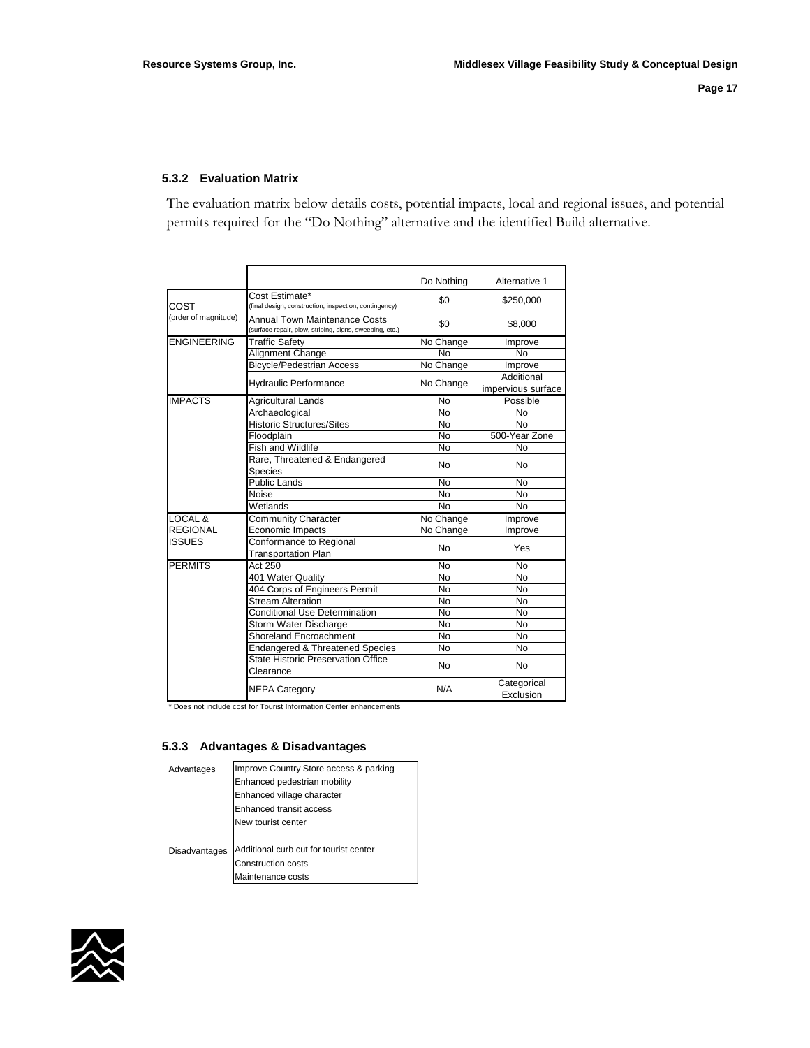### 5.3.2 Evaluation Matrix

The evaluation matrix below details costs, potential impacts, local and regional issues, and potential permits required for the "Do Nothing" alternative and the identified Build alternative.

| | | Do Nothing | Alternative 1 |
|---|---|---|---|
| COST (order of magnitude) | Cost Estimate* (final design, construction, inspection, contingency) | $0 | $250,000 |
| | Annual Town Maintenance Costs (surface repair, plow, striping, signs, sweeping, etc.) | $0 | $8,000 |
| ENGINEERING | Traffic Safety | No Change | Improve |
| | Alignment Change | No | No |
| | Bicycle/Pedestrian Access | No Change | Improve |
| | Hydraulic Performance | No Change | Additional impervious surface |
| IMPACTS | Agricultural Lands | No | Possible |
| | Archaeological | No | No |
| | Historic Structures/Sites | No | No |
| | Floodplain | No | 500-Year Zone |
| | Fish and Wildlife | No | No |
| | Rare, Threatened & Endangered Species | No | No |
| | Public Lands | No | No |
| | Noise | No | No |
| | Wetlands | No | No |
| LOCAL & REGIONAL ISSUES | Community Character | No Change | Improve |
| | Economic Impacts | No Change | Improve |
| | Conformance to Regional Transportation Plan | No | Yes |
| PERMITS | Act 250 | No | No |
| | 401 Water Quality | No | No |
| | 404 Corps of Engineers Permit | No | No |
| | Stream Alteration | No | No |
| | Conditional Use Determination | No | No |
| | Storm Water Discharge | No | No |
| | Shoreland Encroachment | No | No |
| | Endangered & Threatened Species | No | No |
| | State Historic Preservation Office Clearance | No | No |
| | NEPA Category | N/A | Categorical Exclusion |

\* Does not include cost for Tourist Information Center enhancements

### 5.3.3 Advantages & Disadvantages

| | |
|---|---|
| Advantages | Improve Country Store access & parking |
| | Enhanced pedestrian mobility |
| | Enhanced village character |
| | Enhanced transit access |
| | New tourist center |
| Disadvantages | Additional curb cut for tourist center |
| | Construction costs |
| | Maintenance costs |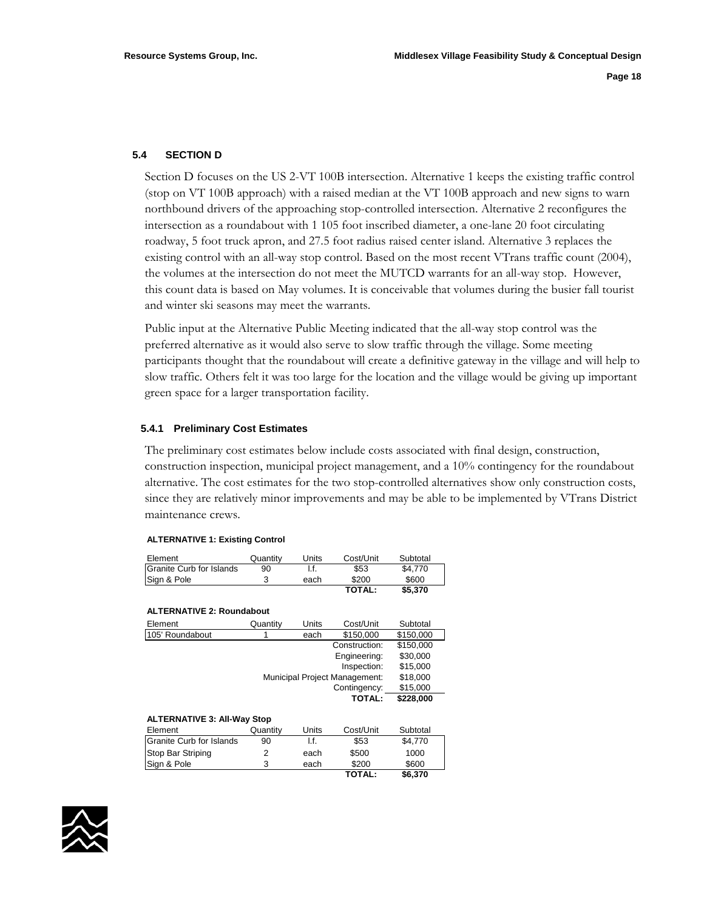## 5.4 SECTION D

Section D focuses on the US 2-VT 100B intersection. Alternative 1 keeps the existing traffic control (stop on VT 100B approach) with a raised median at the VT 100B approach and new signs to warn northbound drivers of the approaching stop-controlled intersection. Alternative 2 reconfigures the intersection as a roundabout with 1 105 foot inscribed diameter, a one-lane 20 foot circulating roadway, 5 foot truck apron, and 27.5 foot radius raised center island. Alternative 3 replaces the existing control with an all-way stop control. Based on the most recent VTrans traffic count (2004), the volumes at the intersection do not meet the MUTCD warrants for an all-way stop. However, this count data is based on May volumes. It is conceivable that volumes during the busier fall tourist and winter ski seasons may meet the warrants.

Public input at the Alternative Public Meeting indicated that the all-way stop control was the preferred alternative as it would also serve to slow traffic through the village. Some meeting participants thought that the roundabout will create a definitive gateway in the village and will help to slow traffic. Others felt it was too large for the location and the village would be giving up important green space for a larger transportation facility.

### 5.4.1 Preliminary Cost Estimates

The preliminary cost estimates below include costs associated with final design, construction, construction inspection, municipal project management, and a 10% contingency for the roundabout alternative. The cost estimates for the two stop-controlled alternatives show only construction costs, since they are relatively minor improvements and may be able to be implemented by VTrans District maintenance crews.

**ALTERNATIVE 1: Existing Control**

| Element | Quantity | Units | Cost/Unit | Subtotal |
|---|---|---|---|---|
| Granite Curb for Islands | 90 | l.f. | $53 | $4,770 |
| Sign & Pole | 3 | each | $200 | $600 |
| | | | **TOTAL:** | **$5,370** |

**ALTERNATIVE 2: Roundabout**

| Element | Quantity | Units | Cost/Unit | Subtotal |
|---|---|---|---|---|
| 105' Roundabout | 1 | each | $150,000 | $150,000 |
| | | | Construction: | $150,000 |
| | | | Engineering: | $30,000 |
| | | | Inspection: | $15,000 |
| | | | Municipal Project Management: | $18,000 |
| | | | Contingency: | $15,000 |
| | | | **TOTAL:** | **$228,000** |

**ALTERNATIVE 3: All-Way Stop**

| Element | Quantity | Units | Cost/Unit | Subtotal |
|---|---|---|---|---|
| Granite Curb for Islands | 90 | l.f. | $53 | $4,770 |
| Stop Bar Striping | 2 | each | $500 | 1000 |
| Sign & Pole | 3 | each | $200 | $600 |
| | | | **TOTAL:** | **$6,370** |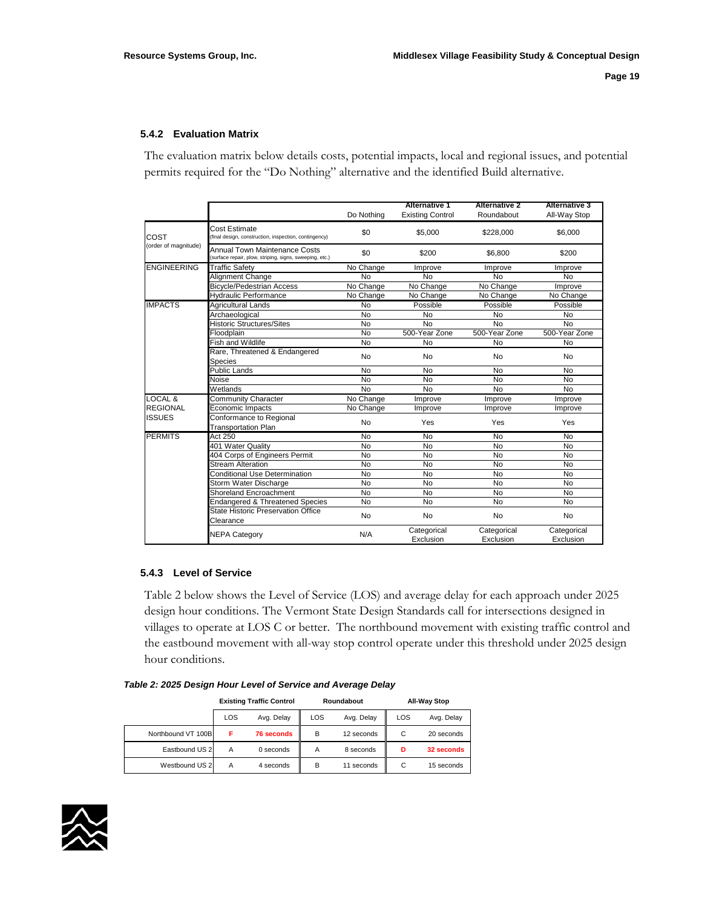### 5.4.2 Evaluation Matrix

The evaluation matrix below details costs, potential impacts, local and regional issues, and potential permits required for the "Do Nothing" alternative and the identified Build alternative.

| | | Do Nothing | Alternative 1 Existing Control | Alternative 2 Roundabout | Alternative 3 All-Way Stop |
|---|---|---|---|---|---|
| COST (order of magnitude) | Cost Estimate (final design, construction, inspection, contingency) | $0 | $5,000 | $228,000 | $6,000 |
| | Annual Town Maintenance Costs (surface repair, plow, striping, signs, sweeping, etc.) | $0 | $200 | $6,800 | $200 |
| ENGINEERING | Traffic Safety | No Change | Improve | Improve | Improve |
| | Alignment Change | No | No | No | No |
| | Bicycle/Pedestrian Access | No Change | No Change | No Change | Improve |
| | Hydraulic Performance | No Change | No Change | No Change | No Change |
| IMPACTS | Agricultural Lands | No | Possible | Possible | Possible |
| | Archaeological | No | No | No | No |
| | Historic Structures/Sites | No | No | No | No |
| | Floodplain | No | 500-Year Zone | 500-Year Zone | 500-Year Zone |
| | Fish and Wildlife | No | No | No | No |
| | Rare, Threatened & Endangered Species | No | No | No | No |
| | Public Lands | No | No | No | No |
| | Noise | No | No | No | No |
| | Wetlands | No | No | No | No |
| LOCAL & REGIONAL ISSUES | Community Character | No Change | Improve | Improve | Improve |
| | Economic Impacts | No Change | Improve | Improve | Improve |
| | Conformance to Regional Transportation Plan | No | Yes | Yes | Yes |
| PERMITS | Act 250 | No | No | No | No |
| | 401 Water Quality | No | No | No | No |
| | 404 Corps of Engineers Permit | No | No | No | No |
| | Stream Alteration | No | No | No | No |
| | Conditional Use Determination | No | No | No | No |
| | Storm Water Discharge | No | No | No | No |
| | Shoreland Encroachment | No | No | No | No |
| | Endangered & Threatened Species | No | No | No | No |
| | State Historic Preservation Office Clearance | No | No | No | No |
| | NEPA Category | N/A | Categorical Exclusion | Categorical Exclusion | Categorical Exclusion |

### 5.4.3 Level of Service

Table 2 below shows the Level of Service (LOS) and average delay for each approach under 2025 design hour conditions. The Vermont State Design Standards call for intersections designed in villages to operate at LOS C or better. The northbound movement with existing traffic control and the eastbound movement with all-way stop control operate under this threshold under 2025 design hour conditions.

***Table 2: 2025 Design Hour Level of Service and Average Delay***

| | Existing Traffic Control | | Roundabout | | All-Way Stop | |
|---|---|---|---|---|---|---|
| | LOS | Avg. Delay | LOS | Avg. Delay | LOS | Avg. Delay |
| Northbound VT 100B | **F** | **76 seconds** | B | 12 seconds | C | 20 seconds |
| Eastbound US 2 | A | 0 seconds | A | 8 seconds | **D** | **32 seconds** |
| Westbound US 2 | A | 4 seconds | B | 11 seconds | C | 15 seconds |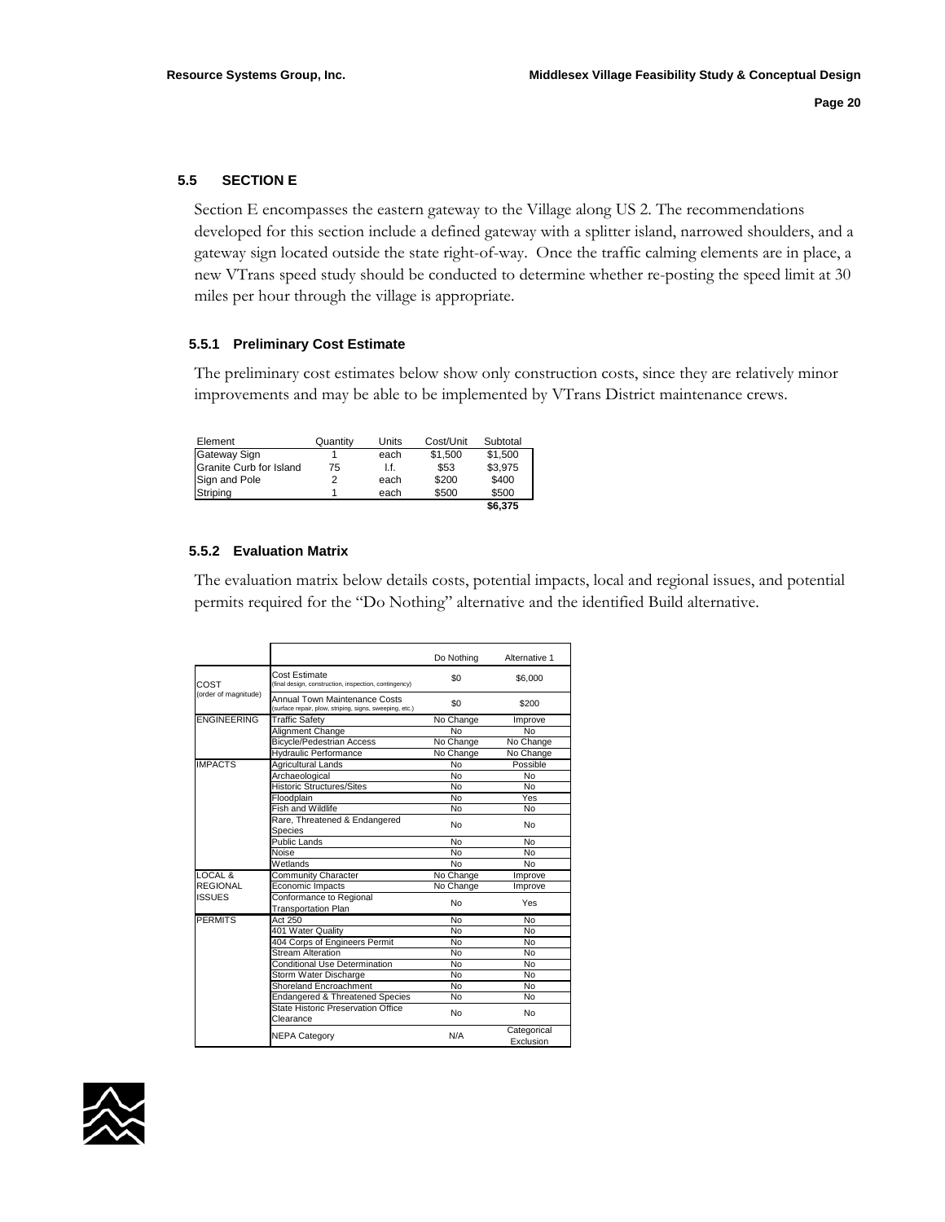## 5.5 SECTION E

Section E encompasses the eastern gateway to the Village along US 2. The recommendations developed for this section include a defined gateway with a splitter island, narrowed shoulders, and a gateway sign located outside the state right-of-way. Once the traffic calming elements are in place, a new VTrans speed study should be conducted to determine whether re-posting the speed limit at 30 miles per hour through the village is appropriate.

### 5.5.1 Preliminary Cost Estimate

The preliminary cost estimates below show only construction costs, since they are relatively minor improvements and may be able to be implemented by VTrans District maintenance crews.

| Element | Quantity | Units | Cost/Unit | Subtotal |
|---|---|---|---|---|
| Gateway Sign | 1 | each | $1,500 | $1,500 |
| Granite Curb for Island | 75 | l.f. | $53 | $3,975 |
| Sign and Pole | 2 | each | $200 | $400 |
| Striping | 1 | each | $500 | $500 |
| | | | | **$6,375** |

### 5.5.2 Evaluation Matrix

The evaluation matrix below details costs, potential impacts, local and regional issues, and potential permits required for the "Do Nothing" alternative and the identified Build alternative.

| | | Do Nothing | Alternative 1 |
|---|---|---|---|
| COST (order of magnitude) | Cost Estimate (final design, construction, inspection, contingency) | $0 | $6,000 |
| | Annual Town Maintenance Costs (surface repair, plow, striping, signs, sweeping, etc.) | $0 | $200 |
| ENGINEERING | Traffic Safety | No Change | Improve |
| | Alignment Change | No | No |
| | Bicycle/Pedestrian Access | No Change | No Change |
| | Hydraulic Performance | No Change | No Change |
| IMPACTS | Agricultural Lands | No | Possible |
| | Archaeological | No | No |
| | Historic Structures/Sites | No | No |
| | Floodplain | No | Yes |
| | Fish and Wildlife | No | No |
| | Rare, Threatened & Endangered Species | No | No |
| | Public Lands | No | No |
| | Noise | No | No |
| | Wetlands | No | No |
| LOCAL & REGIONAL ISSUES | Community Character | No Change | Improve |
| | Economic Impacts | No Change | Improve |
| | Conformance to Regional Transportation Plan | No | Yes |
| PERMITS | Act 250 | No | No |
| | 401 Water Quality | No | No |
| | 404 Corps of Engineers Permit | No | No |
| | Stream Alteration | No | No |
| | Conditional Use Determination | No | No |
| | Storm Water Discharge | No | No |
| | Shoreland Encroachment | No | No |
| | Endangered & Threatened Species | No | No |
| | State Historic Preservation Office Clearance | No | No |
| | NEPA Category | N/A | Categorical Exclusion |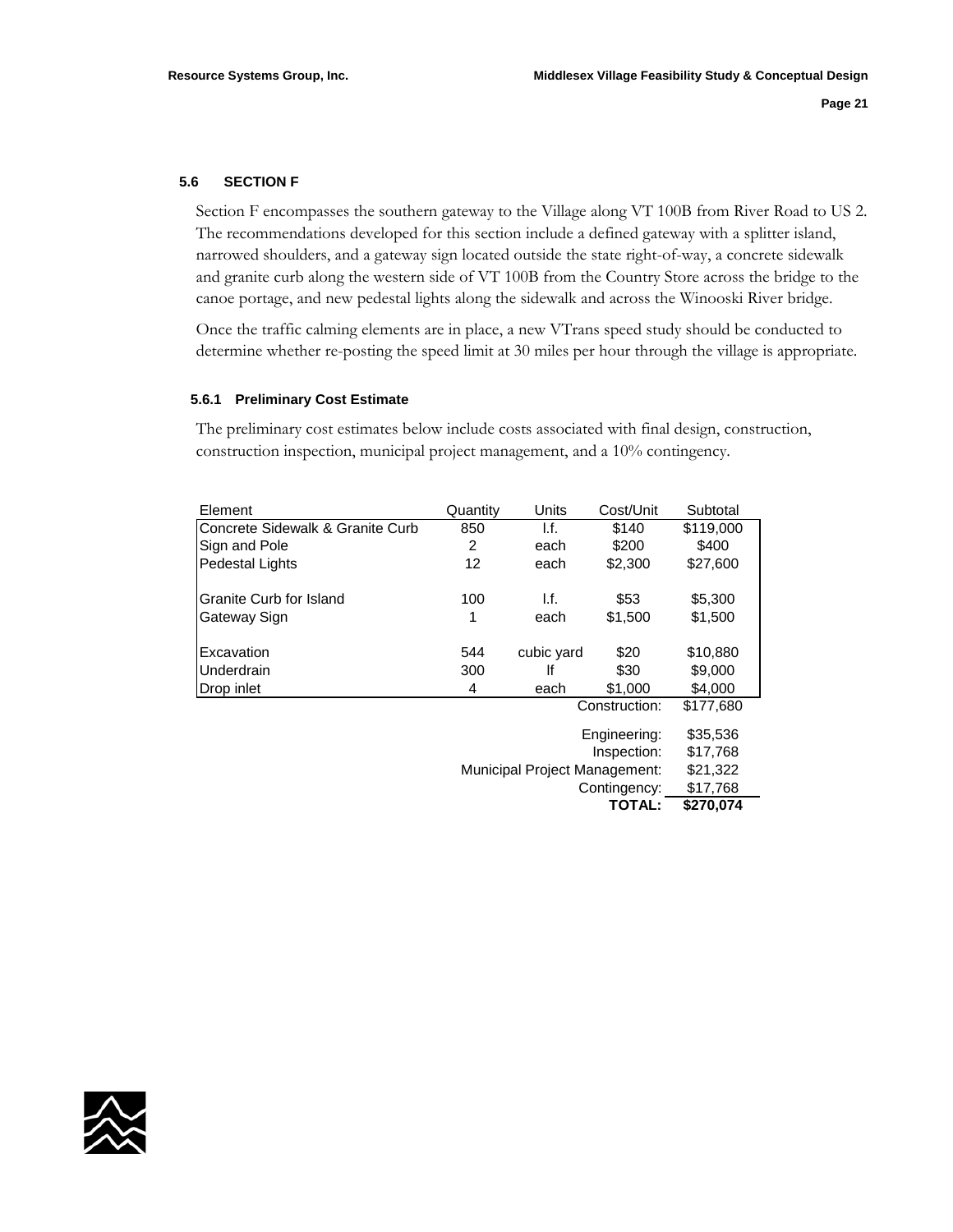## 5.6 SECTION F

Section F encompasses the southern gateway to the Village along VT 100B from River Road to US 2. The recommendations developed for this section include a defined gateway with a splitter island, narrowed shoulders, and a gateway sign located outside the state right-of-way, a concrete sidewalk and granite curb along the western side of VT 100B from the Country Store across the bridge to the canoe portage, and new pedestal lights along the sidewalk and across the Winooski River bridge.

Once the traffic calming elements are in place, a new VTrans speed study should be conducted to determine whether re-posting the speed limit at 30 miles per hour through the village is appropriate.

### 5.6.1 Preliminary Cost Estimate

The preliminary cost estimates below include costs associated with final design, construction, construction inspection, municipal project management, and a 10% contingency.

| Element | Quantity | Units | Cost/Unit | Subtotal |
|---|---|---|---|---|
| Concrete Sidewalk & Granite Curb | 850 | l.f. | $140 | $119,000 |
| Sign and Pole | 2 | each | $200 | $400 |
| Pedestal Lights | 12 | each | $2,300 | $27,600 |
| Granite Curb for Island | 100 | l.f. | $53 | $5,300 |
| Gateway Sign | 1 | each | $1,500 | $1,500 |
| Excavation | 544 | cubic yard | $20 | $10,880 |
| Underdrain | 300 | lf | $30 | $9,000 |
| Drop inlet | 4 | each | $1,000 | $4,000 |
| | | | Construction: | $177,680 |
| | | | Engineering: | $35,536 |
| | | | Inspection: | $17,768 |
| | | | Municipal Project Management: | $21,322 |
| | | | Contingency: | $17,768 |
| | | | **TOTAL:** | **$270,074** |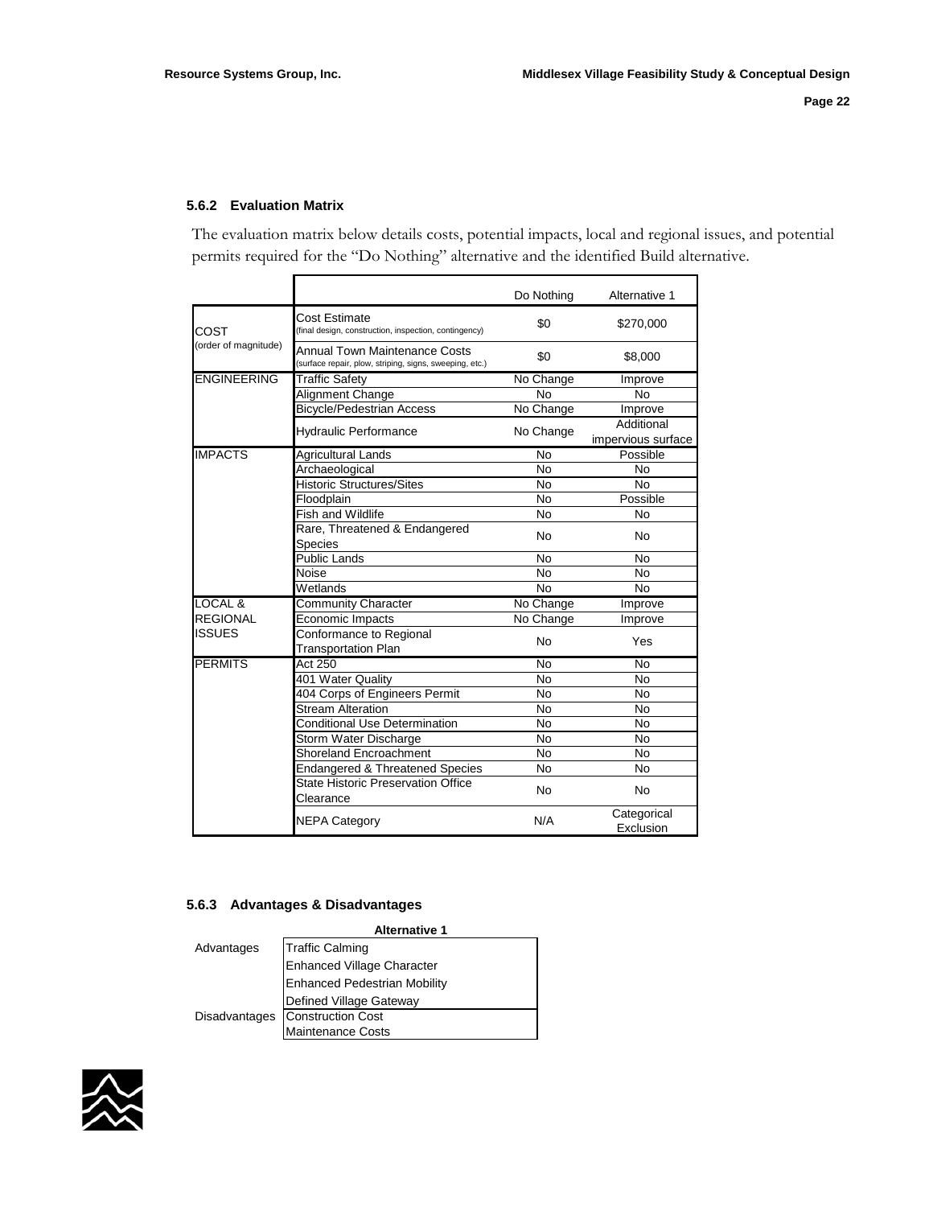### 5.6.2 Evaluation Matrix

The evaluation matrix below details costs, potential impacts, local and regional issues, and potential permits required for the "Do Nothing" alternative and the identified Build alternative.

| | | Do Nothing | Alternative 1 |
|---|---|---|---|
| COST (order of magnitude) | Cost Estimate (final design, construction, inspection, contingency) | $0 | $270,000 |
| | Annual Town Maintenance Costs (surface repair, plow, striping, signs, sweeping, etc.) | $0 | $8,000 |
| ENGINEERING | Traffic Safety | No Change | Improve |
| | Alignment Change | No | No |
| | Bicycle/Pedestrian Access | No Change | Improve |
| | Hydraulic Performance | No Change | Additional impervious surface |
| IMPACTS | Agricultural Lands | No | Possible |
| | Archaeological | No | No |
| | Historic Structures/Sites | No | No |
| | Floodplain | No | Possible |
| | Fish and Wildlife | No | No |
| | Rare, Threatened & Endangered Species | No | No |
| | Public Lands | No | No |
| | Noise | No | No |
| | Wetlands | No | No |
| LOCAL & REGIONAL ISSUES | Community Character | No Change | Improve |
| | Economic Impacts | No Change | Improve |
| | Conformance to Regional Transportation Plan | No | Yes |
| PERMITS | Act 250 | No | No |
| | 401 Water Quality | No | No |
| | 404 Corps of Engineers Permit | No | No |
| | Stream Alteration | No | No |
| | Conditional Use Determination | No | No |
| | Storm Water Discharge | No | No |
| | Shoreland Encroachment | No | No |
| | Endangered & Threatened Species | No | No |
| | State Historic Preservation Office Clearance | No | No |
| | NEPA Category | N/A | Categorical Exclusion |

### 5.6.3 Advantages & Disadvantages

| | Alternative 1 |
|---|---|
| Advantages | Traffic Calming |
| | Enhanced Village Character |
| | Enhanced Pedestrian Mobility |
| | Defined Village Gateway |
| Disadvantages | Construction Cost |
| | Maintenance Costs |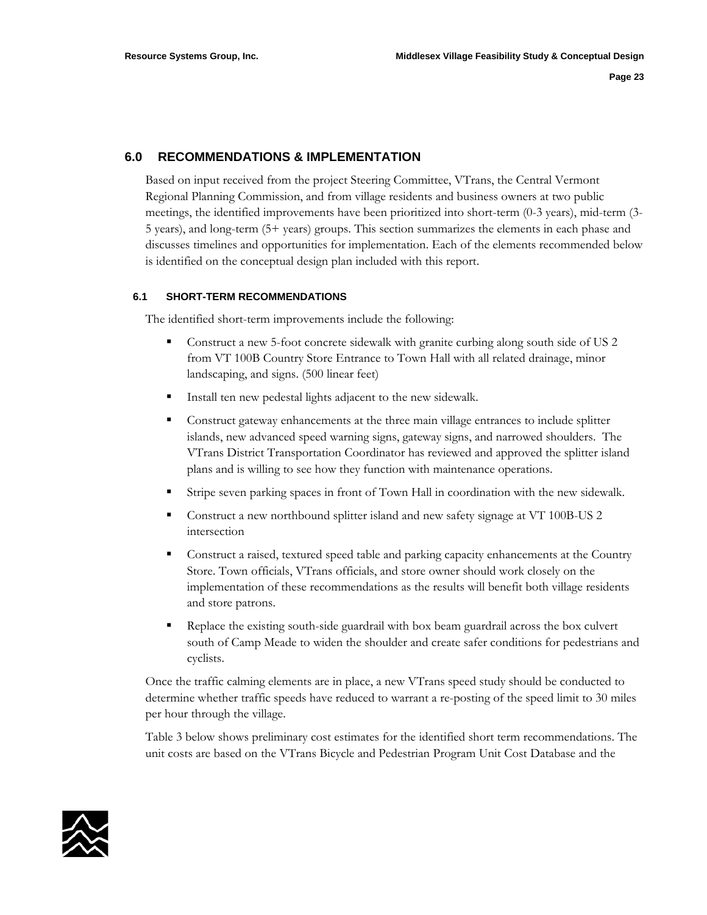## 6.0 RECOMMENDATIONS & IMPLEMENTATION

Based on input received from the project Steering Committee, VTrans, the Central Vermont Regional Planning Commission, and from village residents and business owners at two public meetings, the identified improvements have been prioritized into short-term (0-3 years), mid-term (3-5 years), and long-term (5+ years) groups. This section summarizes the elements in each phase and discusses timelines and opportunities for implementation. Each of the elements recommended below is identified on the conceptual design plan included with this report.

### 6.1 SHORT-TERM RECOMMENDATIONS

The identified short-term improvements include the following:

- Construct a new 5-foot concrete sidewalk with granite curbing along south side of US 2 from VT 100B Country Store Entrance to Town Hall with all related drainage, minor landscaping, and signs. (500 linear feet)
- Install ten new pedestal lights adjacent to the new sidewalk.
- Construct gateway enhancements at the three main village entrances to include splitter islands, new advanced speed warning signs, gateway signs, and narrowed shoulders. The VTrans District Transportation Coordinator has reviewed and approved the splitter island plans and is willing to see how they function with maintenance operations.
- Stripe seven parking spaces in front of Town Hall in coordination with the new sidewalk.
- Construct a new northbound splitter island and new safety signage at VT 100B-US 2 intersection
- Construct a raised, textured speed table and parking capacity enhancements at the Country Store. Town officials, VTrans officials, and store owner should work closely on the implementation of these recommendations as the results will benefit both village residents and store patrons.
- Replace the existing south-side guardrail with box beam guardrail across the box culvert south of Camp Meade to widen the shoulder and create safer conditions for pedestrians and cyclists.

Once the traffic calming elements are in place, a new VTrans speed study should be conducted to determine whether traffic speeds have reduced to warrant a re-posting of the speed limit to 30 miles per hour through the village.

Table 3 below shows preliminary cost estimates for the identified short term recommendations. The unit costs are based on the VTrans Bicycle and Pedestrian Program Unit Cost Database and the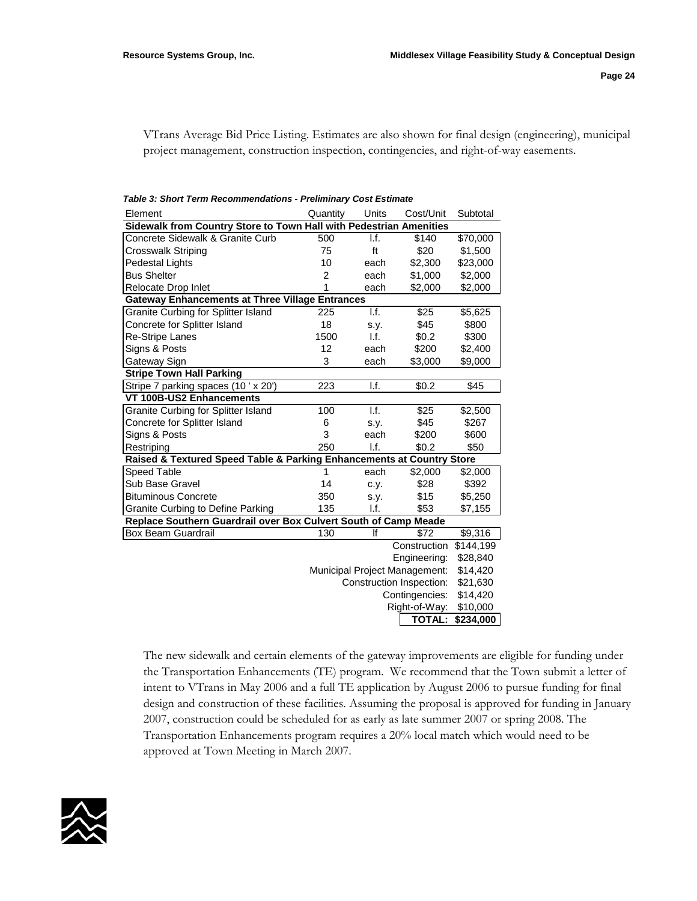VTrans Average Bid Price Listing. Estimates are also shown for final design (engineering), municipal project management, construction inspection, contingencies, and right-of-way easements.

***Table 3: Short Term Recommendations - Preliminary Cost Estimate***

| Element | Quantity | Units | Cost/Unit | Subtotal |
|---|---|---|---|---|
| **Sidewalk from Country Store to Town Hall with Pedestrian Amenities** | | | | |
| Concrete Sidewalk & Granite Curb | 500 | l.f. | $140 | $70,000 |
| Crosswalk Striping | 75 | ft | $20 | $1,500 |
| Pedestal Lights | 10 | each | $2,300 | $23,000 |
| Bus Shelter | 2 | each | $1,000 | $2,000 |
| Relocate Drop Inlet | 1 | each | $2,000 | $2,000 |
| **Gateway Enhancements at Three Village Entrances** | | | | |
| Granite Curbing for Splitter Island | 225 | l.f. | $25 | $5,625 |
| Concrete for Splitter Island | 18 | s.y. | $45 | $800 |
| Re-Stripe Lanes | 1500 | l.f. | $0.2 | $300 |
| Signs & Posts | 12 | each | $200 | $2,400 |
| Gateway Sign | 3 | each | $3,000 | $9,000 |
| **Stripe Town Hall Parking** | | | | |
| Stripe 7 parking spaces (10 ' x 20') | 223 | l.f. | $0.2 | $45 |
| **VT 100B-US2 Enhancements** | | | | |
| Granite Curbing for Splitter Island | 100 | l.f. | $25 | $2,500 |
| Concrete for Splitter Island | 6 | s.y. | $45 | $267 |
| Signs & Posts | 3 | each | $200 | $600 |
| Restriping | 250 | l.f. | $0.2 | $50 |
| **Raised & Textured Speed Table & Parking Enhancements at Country Store** | | | | |
| Speed Table | 1 | each | $2,000 | $2,000 |
| Sub Base Gravel | 14 | c.y. | $28 | $392 |
| Bituminous Concrete | 350 | s.y. | $15 | $5,250 |
| Granite Curbing to Define Parking | 135 | l.f. | $53 | $7,155 |
| **Replace Southern Guardrail over Box Culvert South of Camp Meade** | | | | |
| Box Beam Guardrail | 130 | lf | $72 | $9,316 |
| | | | Construction | $144,199 |
| | | | Engineering: | $28,840 |
| | | | Municipal Project Management: | $14,420 |
| | | | Construction Inspection: | $21,630 |
| | | | Contingencies: | $14,420 |
| | | | Right-of-Way: | $10,000 |
| | | | **TOTAL:** | **$234,000** |

The new sidewalk and certain elements of the gateway improvements are eligible for funding under the Transportation Enhancements (TE) program. We recommend that the Town submit a letter of intent to VTrans in May 2006 and a full TE application by August 2006 to pursue funding for final design and construction of these facilities. Assuming the proposal is approved for funding in January 2007, construction could be scheduled for as early as late summer 2007 or spring 2008. The Transportation Enhancements program requires a 20% local match which would need to be approved at Town Meeting in March 2007.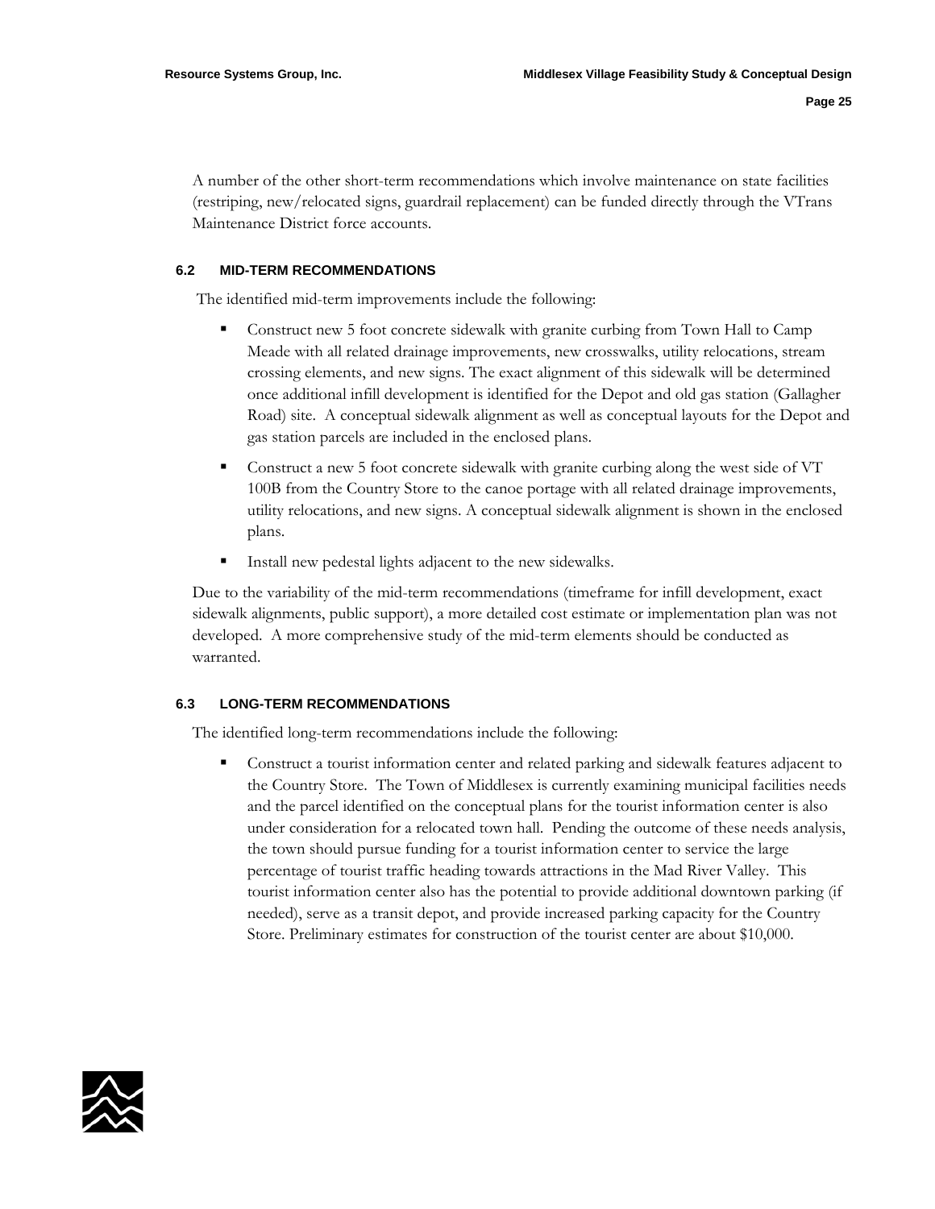A number of the other short-term recommendations which involve maintenance on state facilities (restriping, new/relocated signs, guardrail replacement) can be funded directly through the VTrans Maintenance District force accounts.

### 6.2 MID-TERM RECOMMENDATIONS

The identified mid-term improvements include the following:

- Construct new 5 foot concrete sidewalk with granite curbing from Town Hall to Camp Meade with all related drainage improvements, new crosswalks, utility relocations, stream crossing elements, and new signs. The exact alignment of this sidewalk will be determined once additional infill development is identified for the Depot and old gas station (Gallagher Road) site. A conceptual sidewalk alignment as well as conceptual layouts for the Depot and gas station parcels are included in the enclosed plans.
- Construct a new 5 foot concrete sidewalk with granite curbing along the west side of VT 100B from the Country Store to the canoe portage with all related drainage improvements, utility relocations, and new signs. A conceptual sidewalk alignment is shown in the enclosed plans.
- Install new pedestal lights adjacent to the new sidewalks.

Due to the variability of the mid-term recommendations (timeframe for infill development, exact sidewalk alignments, public support), a more detailed cost estimate or implementation plan was not developed. A more comprehensive study of the mid-term elements should be conducted as warranted.

### 6.3 LONG-TERM RECOMMENDATIONS

The identified long-term recommendations include the following:

- Construct a tourist information center and related parking and sidewalk features adjacent to the Country Store. The Town of Middlesex is currently examining municipal facilities needs and the parcel identified on the conceptual plans for the tourist information center is also under consideration for a relocated town hall. Pending the outcome of these needs analysis, the town should pursue funding for a tourist information center to service the large percentage of tourist traffic heading towards attractions in the Mad River Valley. This tourist information center also has the potential to provide additional downtown parking (if needed), serve as a transit depot, and provide increased parking capacity for the Country Store. Preliminary estimates for construction of the tourist center are about $10,000.